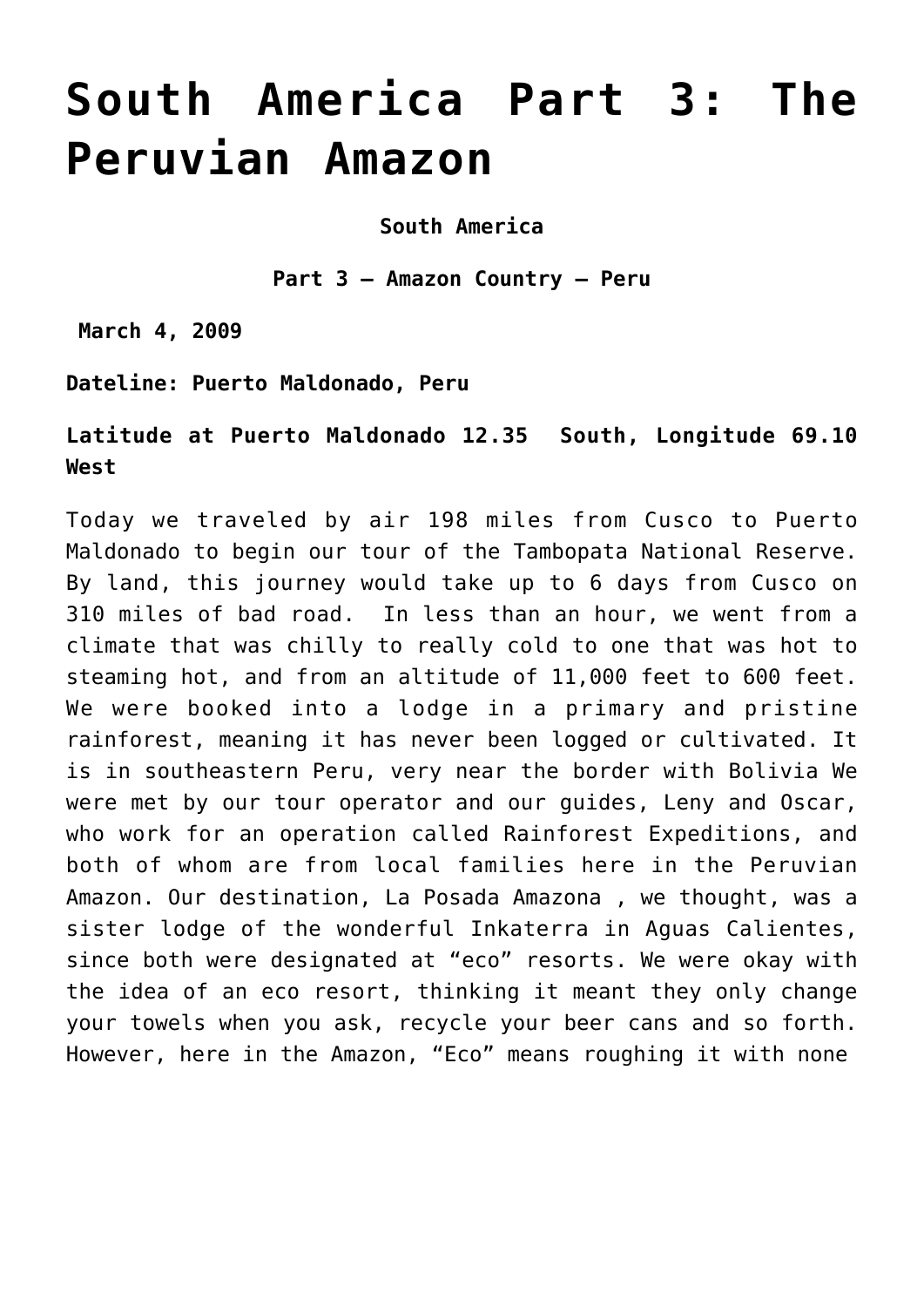# South America Part 3: The Peruvian Amazon

**South America**

**Part 3 – Amazon Country – Peru**

**March 4, 2009**

**Dateline: Puerto Maldonado, Peru**

**Latitude at Puerto Maldonado 12.35 South, Longitude 69.10 West**

Today we traveled by air 198 miles from Cusco to Puerto Maldonado to begin our tour of the Tambopata National Reserve. By land, this journey would take up to 6 days from Cusco on 310 miles of bad road. In less than an hour, we went from a climate that was chilly to really cold to one that was hot to steaming hot, and from an altitude of 11,000 feet to 600 feet. We were booked into a lodge in a primary and pristine rainforest, meaning it has never been logged or cultivated. It is in southeastern Peru, very near the border with Bolivia We were met by our tour operator and our guides, Leny and Oscar, who work for an operation called Rainforest Expeditions, and both of whom are from local families here in the Peruvian Amazon. Our destination, La Posada Amazona , we thought, was a sister lodge of the wonderful Inkaterra in Aguas Calientes, since both were designated at "eco" resorts. We were okay with the idea of an eco resort, thinking it meant they only change your towels when you ask, recycle your beer cans and so forth. However, here in the Amazon, "Eco" means roughing it with none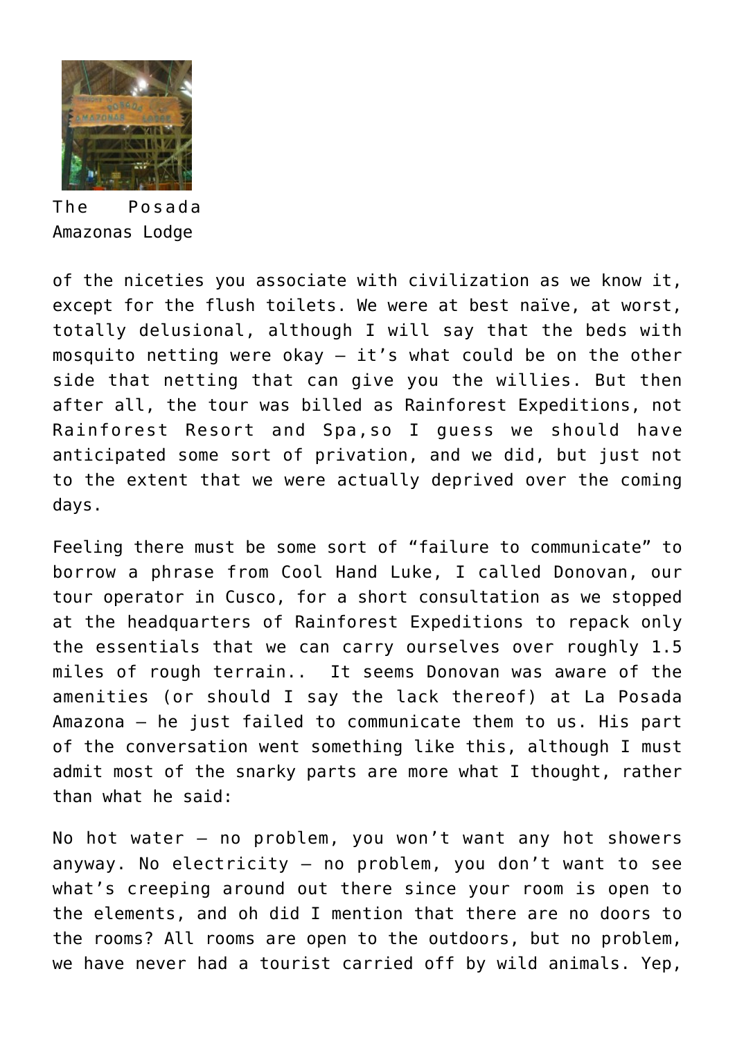The Posada Amazonas Lodge

of the niceties you associate with civilization as we know it, except for the flush toilets. We were at best naïve, at worst, totally delusional, although I will say that the beds with mosquito netting were okay – it's what could be on the other side that netting that can give you the willies. But then after all, the tour was billed as Rainforest Expeditions, not Rainforest Resort and Spa,so I guess we should have anticipated some sort of privation, and we did, but just not to the extent that we were actually deprived over the coming days.

Feeling there must be some sort of "failure to communicate" to borrow a phrase from Cool Hand Luke, I called Donovan, our tour operator in Cusco, for a short consultation as we stopped at the headquarters of Rainforest Expeditions to repack only the essentials that we can carry ourselves over roughly 1.5 miles of rough terrain..  It seems Donovan was aware of the amenities (or should I say the lack thereof) at La Posada Amazona – he just failed to communicate them to us. His part of the conversation went something like this, although I must admit most of the snarky parts are more what I thought, rather than what he said:

No hot water – no problem, you won't want any hot showers anyway. No electricity – no problem, you don't want to see what's creeping around out there since your room is open to the elements, and oh did I mention that there are no doors to the rooms? All rooms are open to the outdoors, but no problem, we have never had a tourist carried off by wild animals. Yep,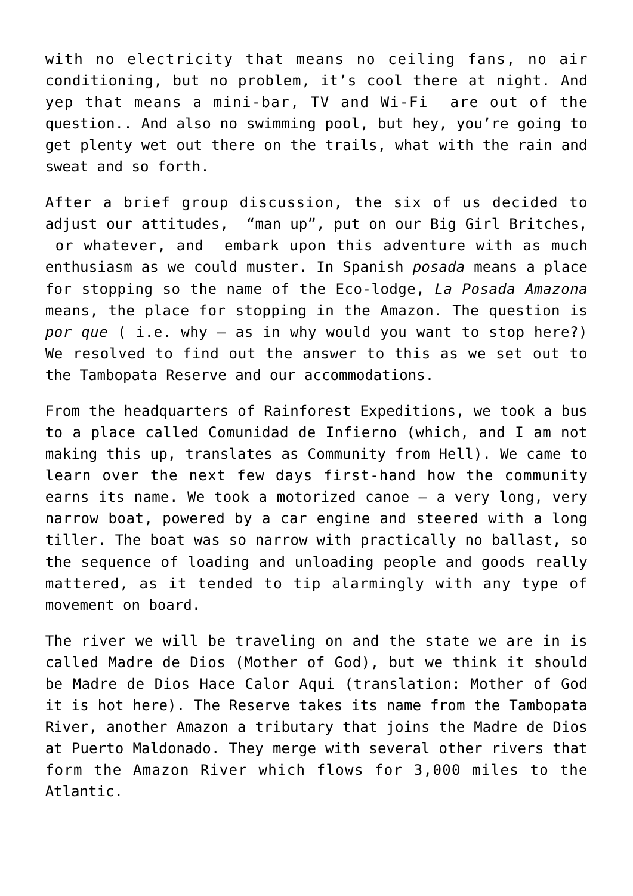with no electricity that means no ceiling fans, no air conditioning, but no problem, it's cool there at night. And yep that means a mini-bar, TV and Wi-Fi are out of the question.. And also no swimming pool, but hey, you're going to get plenty wet out there on the trails, what with the rain and sweat and so forth.

After a brief group discussion, the six of us decided to adjust our attitudes, "man up", put on our Big Girl Britches, or whatever, and embark upon this adventure with as much enthusiasm as we could muster. In Spanish *posada* means a place for stopping so the name of the Eco-lodge, *La Posada Amazona* means, the place for stopping in the Amazon. The question is *por que* ( i.e. why – as in why would you want to stop here?) We resolved to find out the answer to this as we set out to the Tambopata Reserve and our accommodations.

From the headquarters of Rainforest Expeditions, we took a bus to a place called Comunidad de Infierno (which, and I am not making this up, translates as Community from Hell). We came to learn over the next few days first-hand how the community earns its name. We took a motorized canoe – a very long, very narrow boat, powered by a car engine and steered with a long tiller. The boat was so narrow with practically no ballast, so the sequence of loading and unloading people and goods really mattered, as it tended to tip alarmingly with any type of movement on board.

The river we will be traveling on and the state we are in is called Madre de Dios (Mother of God), but we think it should be Madre de Dios Hace Calor Aqui (translation: Mother of God it is hot here). The Reserve takes its name from the Tambopata River, another Amazon a tributary that joins the Madre de Dios at Puerto Maldonado. They merge with several other rivers that form the Amazon River which flows for 3,000 miles to the Atlantic.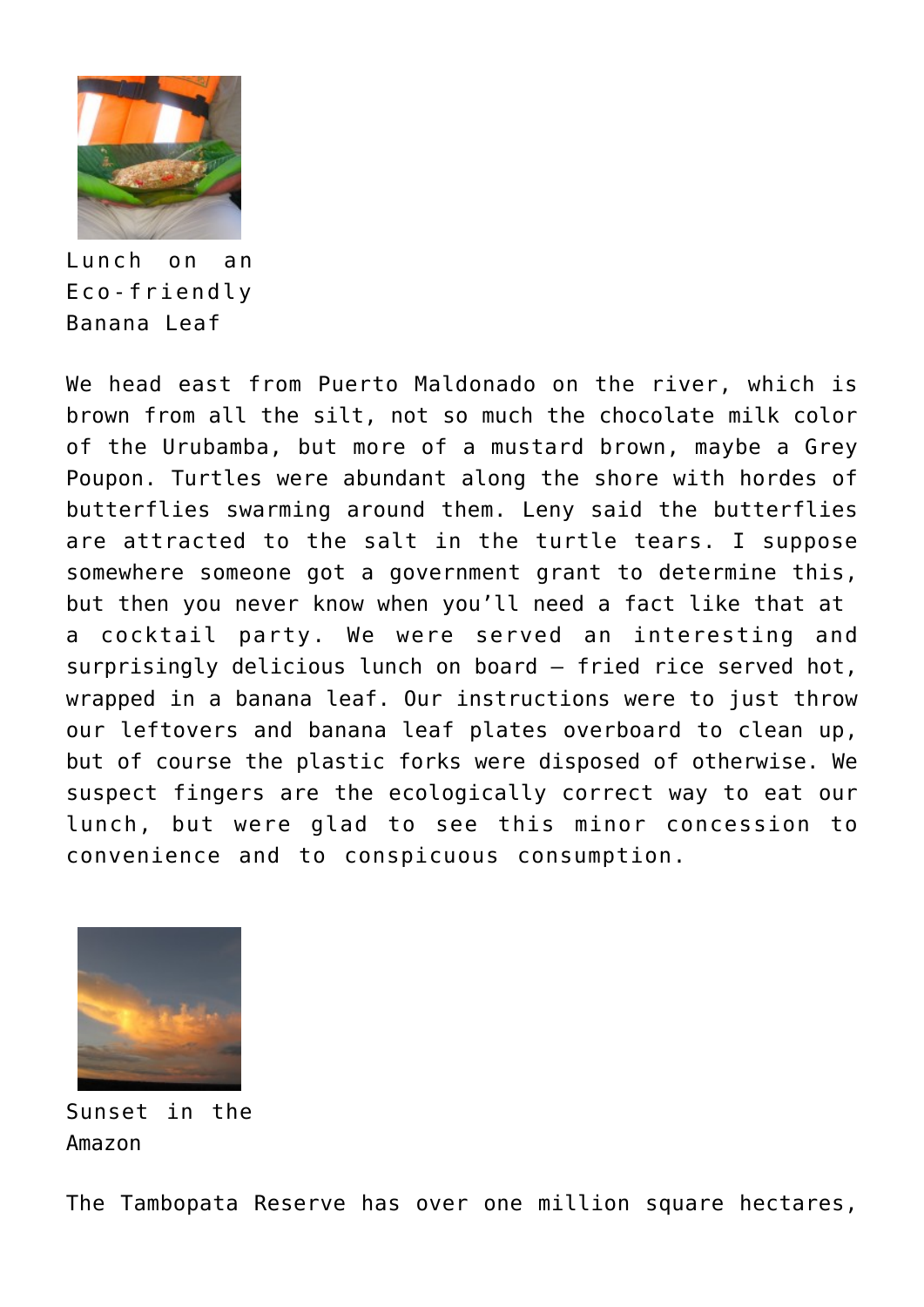Lunch on an Eco-friendly Banana Leaf

We head east from Puerto Maldonado on the river, which is brown from all the silt, not so much the chocolate milk color of the Urubamba, but more of a mustard brown, maybe a Grey Poupon. Turtles were abundant along the shore with hordes of butterflies swarming around them. Leny said the butterflies are attracted to the salt in the turtle tears. I suppose somewhere someone got a government grant to determine this, but then you never know when you'll need a fact like that at a cocktail party. We were served an interesting and surprisingly delicious lunch on board – fried rice served hot, wrapped in a banana leaf. Our instructions were to just throw our leftovers and banana leaf plates overboard to clean up, but of course the plastic forks were disposed of otherwise. We suspect fingers are the ecologically correct way to eat our lunch, but were glad to see this minor concession to convenience and to conspicuous consumption.

Sunset in the Amazon

The Tambopata Reserve has over one million square hectares,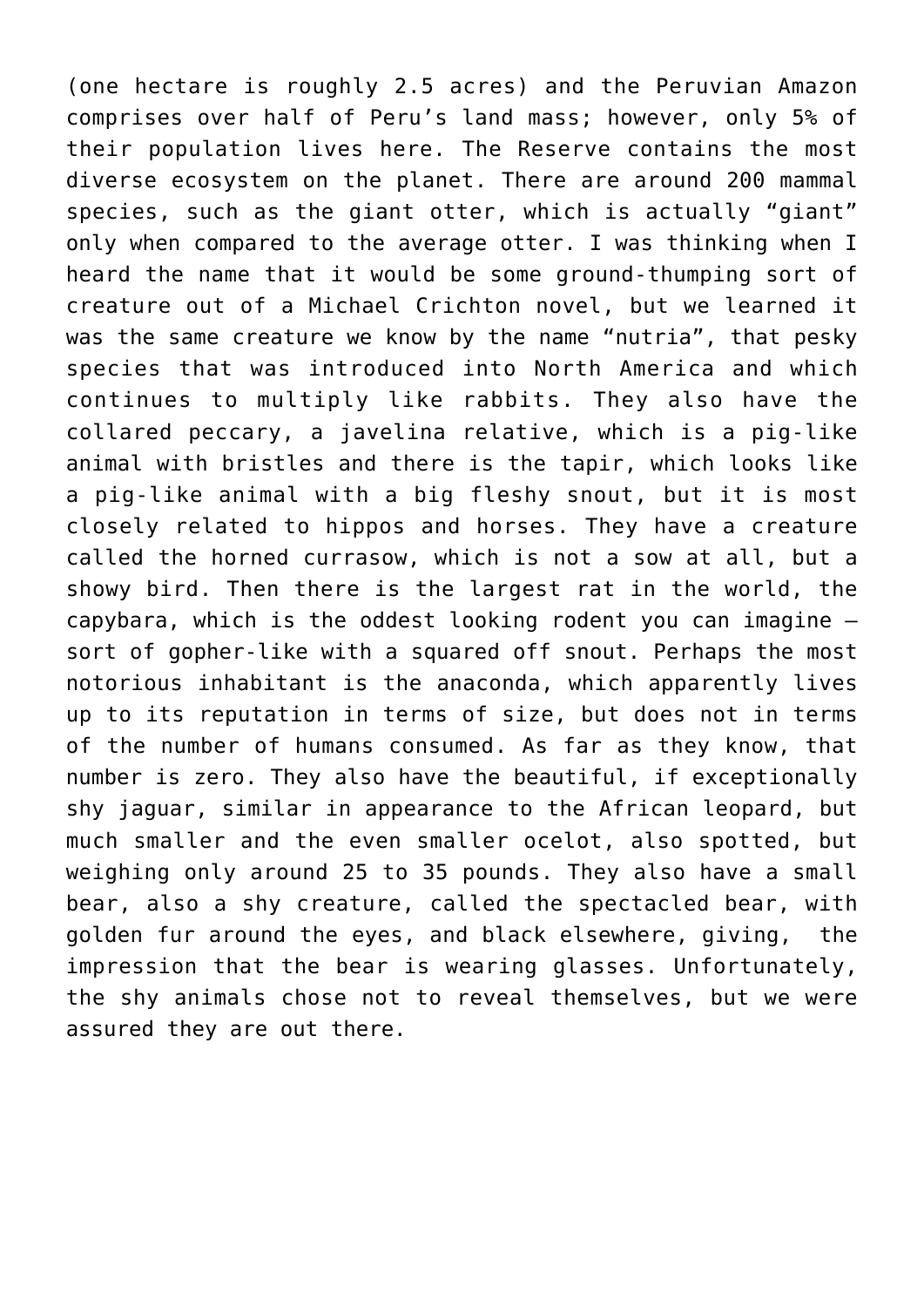(one hectare is roughly 2.5 acres) and the Peruvian Amazon comprises over half of Peru's land mass; however, only 5% of their population lives here. The Reserve contains the most diverse ecosystem on the planet. There are around 200 mammal species, such as the giant otter, which is actually "giant" only when compared to the average otter. I was thinking when I heard the name that it would be some ground-thumping sort of creature out of a Michael Crichton novel, but we learned it was the same creature we know by the name "nutria", that pesky species that was introduced into North America and which continues to multiply like rabbits. They also have the collared peccary, a javelina relative, which is a pig-like animal with bristles and there is the tapir, which looks like a pig-like animal with a big fleshy snout, but it is most closely related to hippos and horses. They have a creature called the horned currasow, which is not a sow at all, but a showy bird. Then there is the largest rat in the world, the capybara, which is the oddest looking rodent you can imagine – sort of gopher-like with a squared off snout. Perhaps the most notorious inhabitant is the anaconda, which apparently lives up to its reputation in terms of size, but does not in terms of the number of humans consumed. As far as they know, that number is zero. They also have the beautiful, if exceptionally shy jaguar, similar in appearance to the African leopard, but much smaller and the even smaller ocelot, also spotted, but weighing only around 25 to 35 pounds. They also have a small bear, also a shy creature, called the spectacled bear, with golden fur around the eyes, and black elsewhere, giving, the impression that the bear is wearing glasses. Unfortunately, the shy animals chose not to reveal themselves, but we were assured they are out there.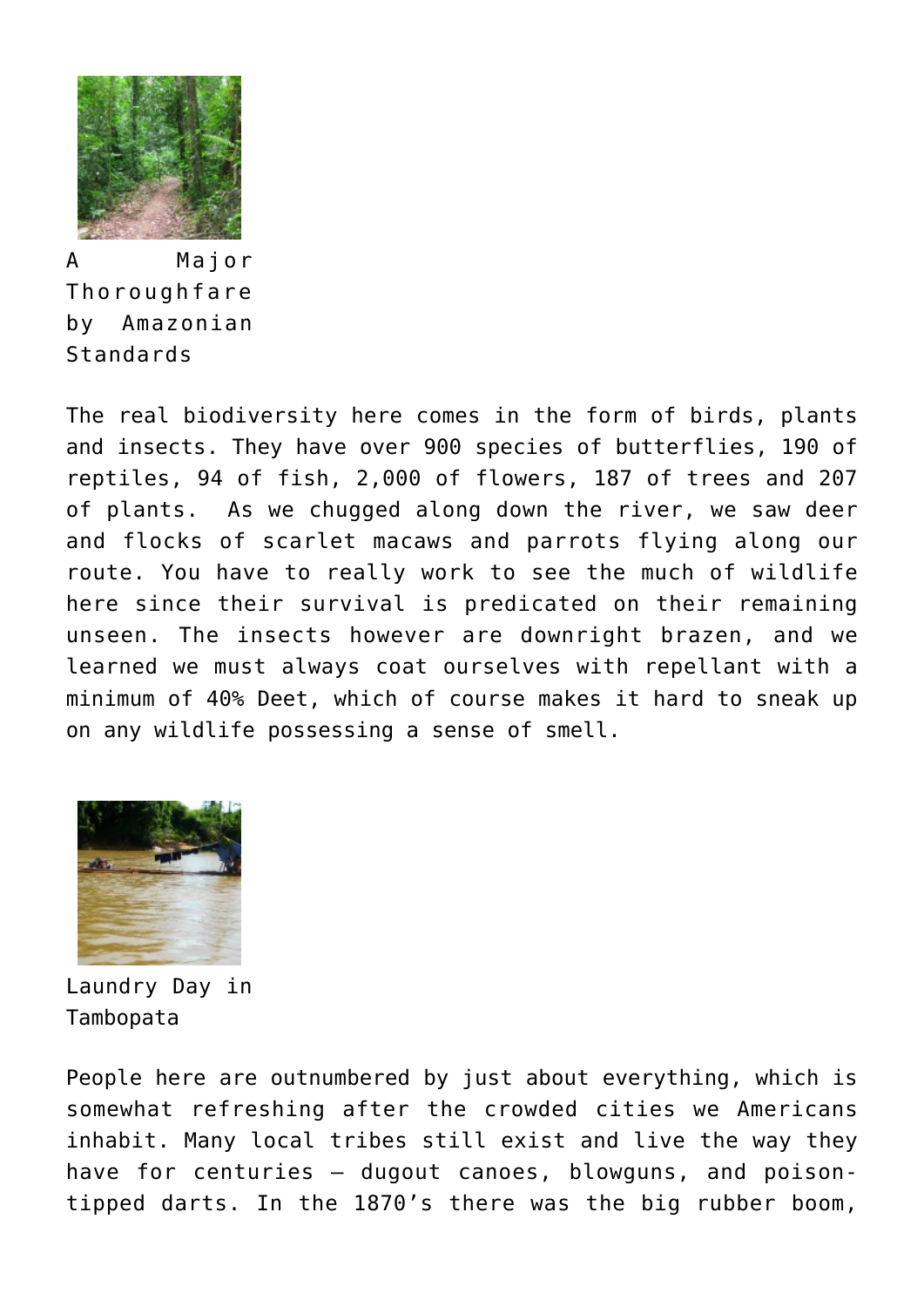A Major Thoroughfare by Amazonian Standards

The real biodiversity here comes in the form of birds, plants and insects. They have over 900 species of butterflies, 190 of reptiles, 94 of fish, 2,000 of flowers, 187 of trees and 207 of plants. As we chugged along down the river, we saw deer and flocks of scarlet macaws and parrots flying along our route. You have to really work to see the much of wildlife here since their survival is predicated on their remaining unseen. The insects however are downright brazen, and we learned we must always coat ourselves with repellant with a minimum of 40% Deet, which of course makes it hard to sneak up on any wildlife possessing a sense of smell.

Laundry Day in Tambopata

People here are outnumbered by just about everything, which is somewhat refreshing after the crowded cities we Americans inhabit. Many local tribes still exist and live the way they have for centuries – dugout canoes, blowguns, and poison-tipped darts. In the 1870's there was the big rubber boom,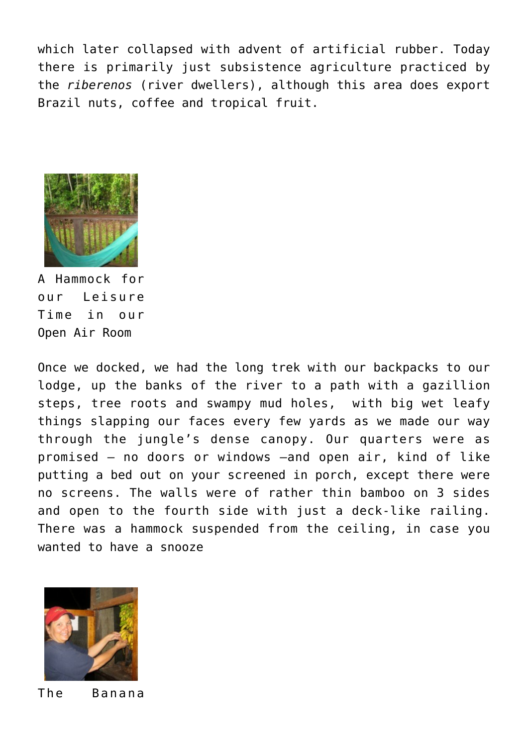which later collapsed with advent of artificial rubber. Today there is primarily just subsistence agriculture practiced by the *riberenos* (river dwellers), although this area does export Brazil nuts, coffee and tropical fruit.

A Hammock for our Leisure Time in our Open Air Room

Once we docked, we had the long trek with our backpacks to our lodge, up the banks of the river to a path with a gazillion steps, tree roots and swampy mud holes, with big wet leafy things slapping our faces every few yards as we made our way through the jungle's dense canopy. Our quarters were as promised – no doors or windows –and open air, kind of like putting a bed out on your screened in porch, except there were no screens. The walls were of rather thin bamboo on 3 sides and open to the fourth side with just a deck-like railing. There was a hammock suspended from the ceiling, in case you wanted to have a snooze

The Banana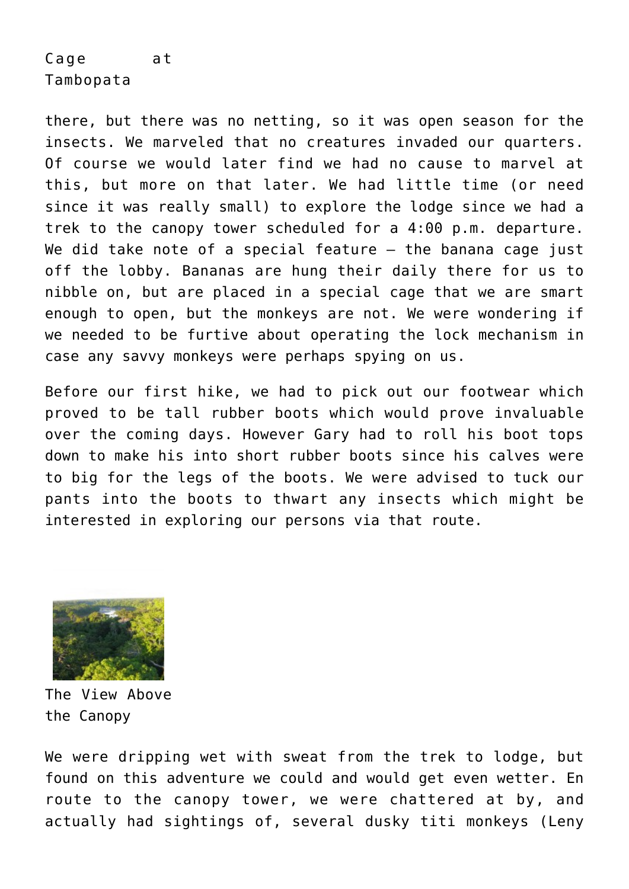Cage at Tambopata

there, but there was no netting, so it was open season for the insects. We marveled that no creatures invaded our quarters. Of course we would later find we had no cause to marvel at this, but more on that later. We had little time (or need since it was really small) to explore the lodge since we had a trek to the canopy tower scheduled for a 4:00 p.m. departure. We did take note of a special feature – the banana cage just off the lobby. Bananas are hung their daily there for us to nibble on, but are placed in a special cage that we are smart enough to open, but the monkeys are not. We were wondering if we needed to be furtive about operating the lock mechanism in case any savvy monkeys were perhaps spying on us.

Before our first hike, we had to pick out our footwear which proved to be tall rubber boots which would prove invaluable over the coming days. However Gary had to roll his boot tops down to make his into short rubber boots since his calves were to big for the legs of the boots. We were advised to tuck our pants into the boots to thwart any insects which might be interested in exploring our persons via that route.

The View Above the Canopy

We were dripping wet with sweat from the trek to lodge, but found on this adventure we could and would get even wetter. En route to the canopy tower, we were chattered at by, and actually had sightings of, several dusky titi monkeys (Leny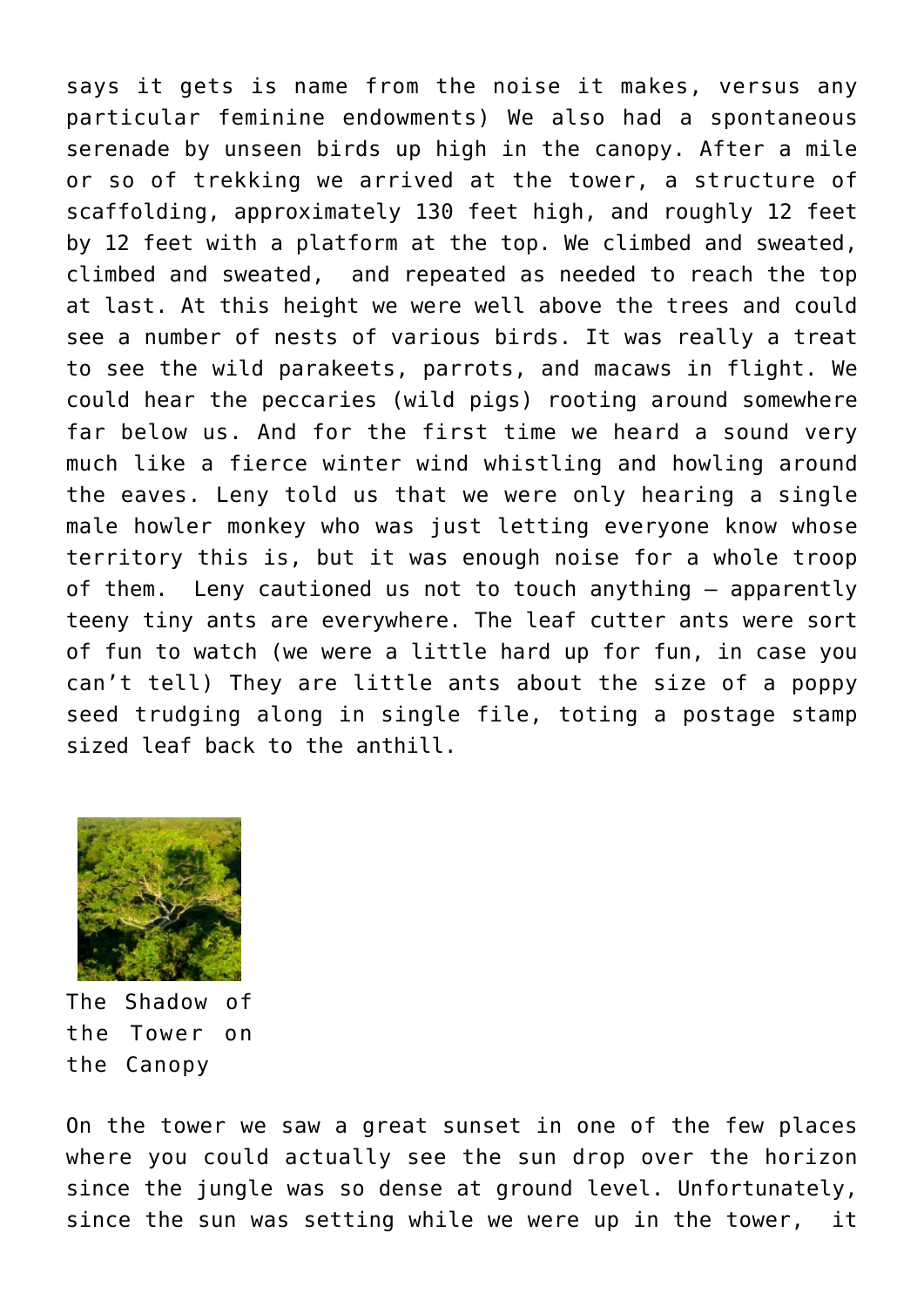says it gets is name from the noise it makes, versus any particular feminine endowments) We also had a spontaneous serenade by unseen birds up high in the canopy. After a mile or so of trekking we arrived at the tower, a structure of scaffolding, approximately 130 feet high, and roughly 12 feet by 12 feet with a platform at the top. We climbed and sweated, climbed and sweated, and repeated as needed to reach the top at last. At this height we were well above the trees and could see a number of nests of various birds. It was really a treat to see the wild parakeets, parrots, and macaws in flight. We could hear the peccaries (wild pigs) rooting around somewhere far below us. And for the first time we heard a sound very much like a fierce winter wind whistling and howling around the eaves. Leny told us that we were only hearing a single male howler monkey who was just letting everyone know whose territory this is, but it was enough noise for a whole troop of them. Leny cautioned us not to touch anything – apparently teeny tiny ants are everywhere. The leaf cutter ants were sort of fun to watch (we were a little hard up for fun, in case you can't tell) They are little ants about the size of a poppy seed trudging along in single file, toting a postage stamp sized leaf back to the anthill.

The Shadow of the Tower on the Canopy

On the tower we saw a great sunset in one of the few places where you could actually see the sun drop over the horizon since the jungle was so dense at ground level. Unfortunately, since the sun was setting while we were up in the tower, it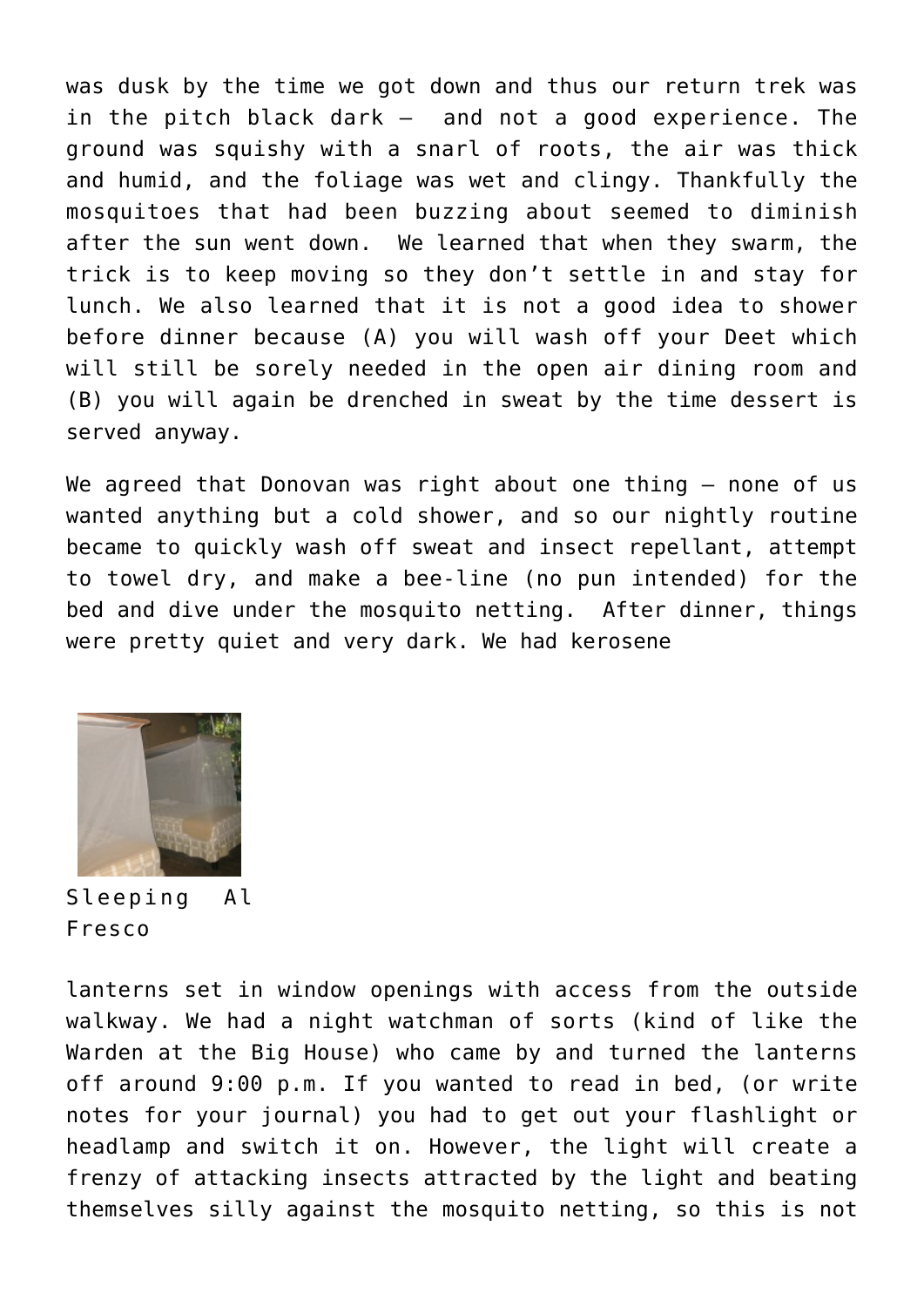was dusk by the time we got down and thus our return trek was in the pitch black dark –  and not a good experience. The ground was squishy with a snarl of roots, the air was thick and humid, and the foliage was wet and clingy. Thankfully the mosquitoes that had been buzzing about seemed to diminish after the sun went down.  We learned that when they swarm, the trick is to keep moving so they don't settle in and stay for lunch. We also learned that it is not a good idea to shower before dinner because (A) you will wash off your Deet which will still be sorely needed in the open air dining room and (B) you will again be drenched in sweat by the time dessert is served anyway.

We agreed that Donovan was right about one thing – none of us wanted anything but a cold shower, and so our nightly routine became to quickly wash off sweat and insect repellant, attempt to towel dry, and make a bee-line (no pun intended) for the bed and dive under the mosquito netting.  After dinner, things were pretty quiet and very dark. We had kerosene

Sleeping Al Fresco

lanterns set in window openings with access from the outside walkway. We had a night watchman of sorts (kind of like the Warden at the Big House) who came by and turned the lanterns off around 9:00 p.m. If you wanted to read in bed, (or write notes for your journal) you had to get out your flashlight or headlamp and switch it on. However, the light will create a frenzy of attacking insects attracted by the light and beating themselves silly against the mosquito netting, so this is not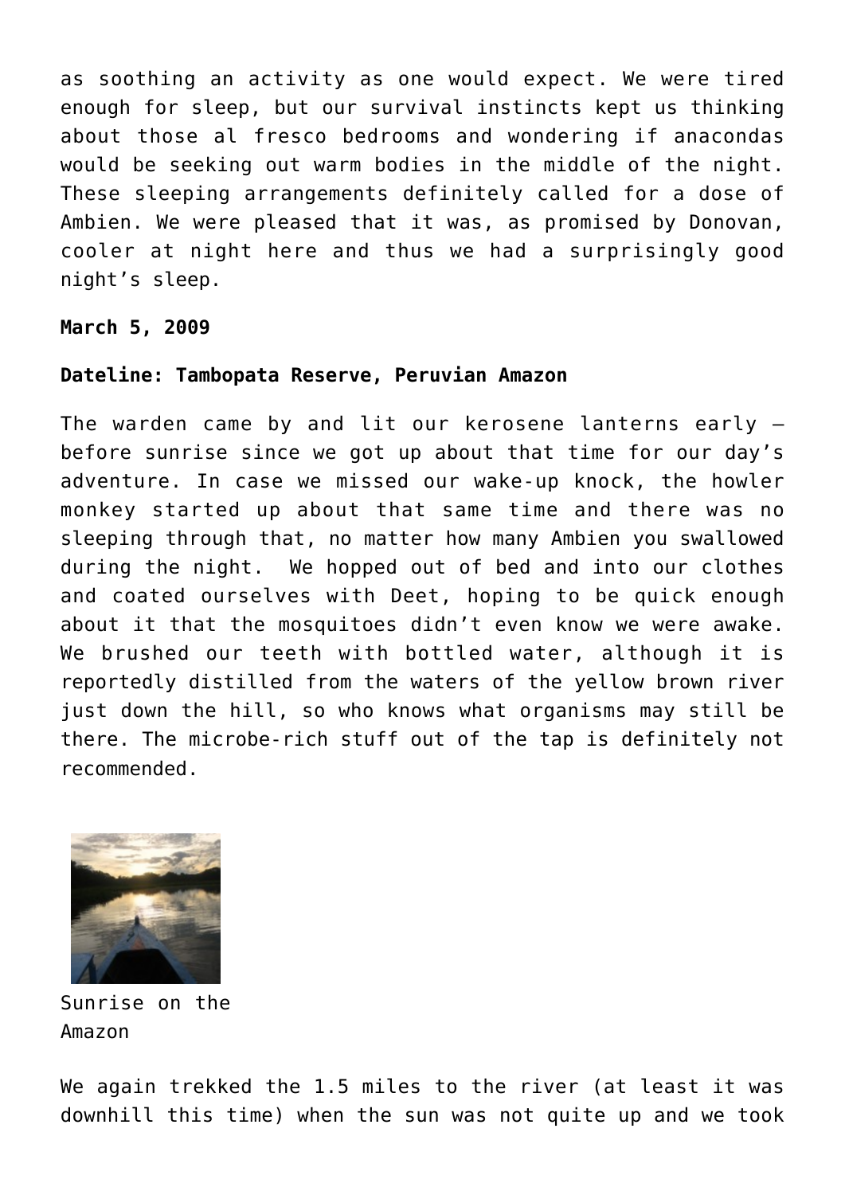as soothing an activity as one would expect. We were tired enough for sleep, but our survival instincts kept us thinking about those al fresco bedrooms and wondering if anacondas would be seeking out warm bodies in the middle of the night. These sleeping arrangements definitely called for a dose of Ambien. We were pleased that it was, as promised by Donovan, cooler at night here and thus we had a surprisingly good night's sleep.

**March 5, 2009**

**Dateline: Tambopata Reserve, Peruvian Amazon**

The warden came by and lit our kerosene lanterns early – before sunrise since we got up about that time for our day's adventure. In case we missed our wake-up knock, the howler monkey started up about that same time and there was no sleeping through that, no matter how many Ambien you swallowed during the night. We hopped out of bed and into our clothes and coated ourselves with Deet, hoping to be quick enough about it that the mosquitoes didn't even know we were awake. We brushed our teeth with bottled water, although it is reportedly distilled from the waters of the yellow brown river just down the hill, so who knows what organisms may still be there. The microbe-rich stuff out of the tap is definitely not recommended.

Sunrise on the Amazon

We again trekked the 1.5 miles to the river (at least it was downhill this time) when the sun was not quite up and we took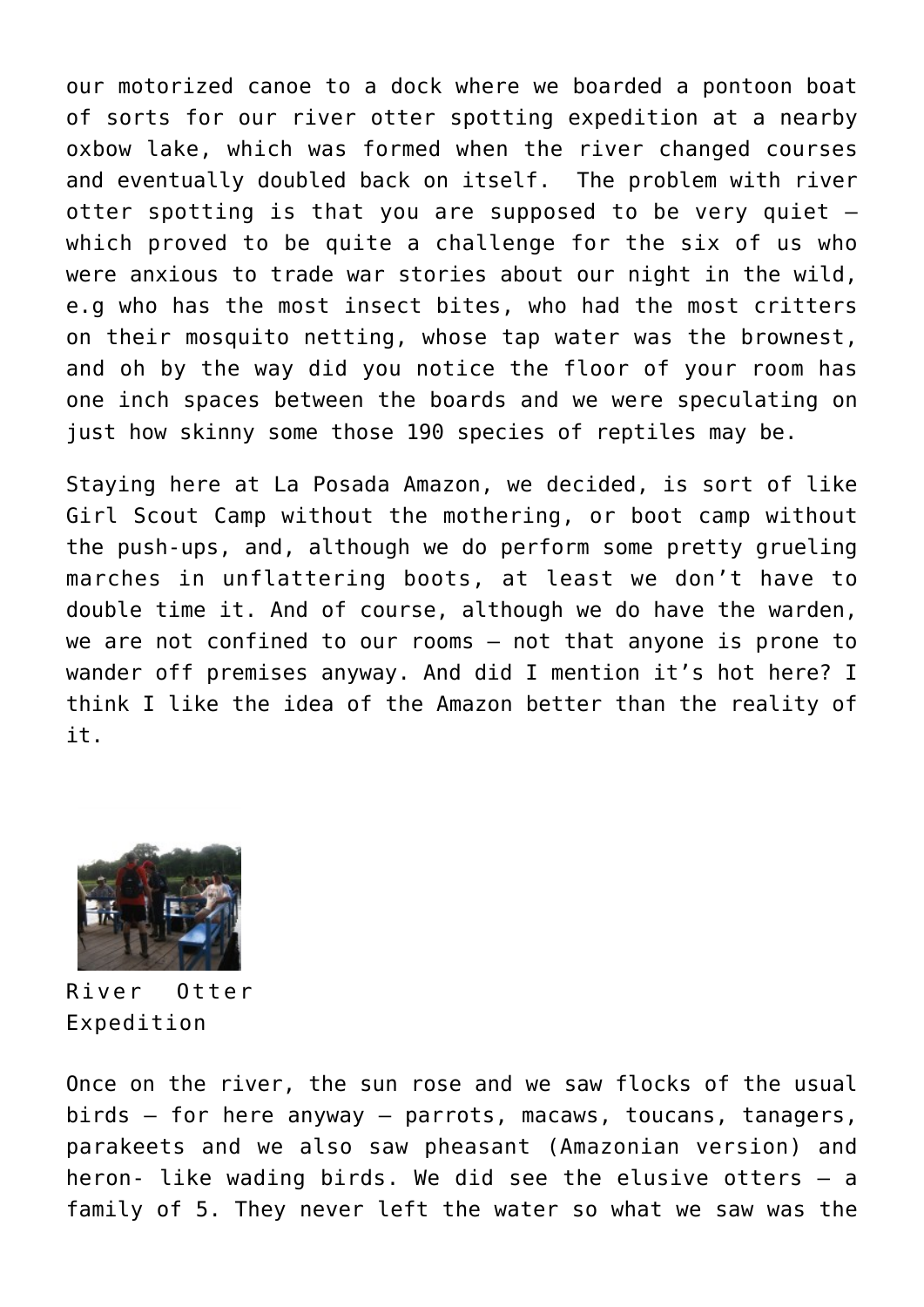our motorized canoe to a dock where we boarded a pontoon boat of sorts for our river otter spotting expedition at a nearby oxbow lake, which was formed when the river changed courses and eventually doubled back on itself.  The problem with river otter spotting is that you are supposed to be very quiet – which proved to be quite a challenge for the six of us who were anxious to trade war stories about our night in the wild, e.g who has the most insect bites, who had the most critters on their mosquito netting, whose tap water was the brownest, and oh by the way did you notice the floor of your room has one inch spaces between the boards and we were speculating on just how skinny some those 190 species of reptiles may be.

Staying here at La Posada Amazon, we decided, is sort of like Girl Scout Camp without the mothering, or boot camp without the push-ups, and, although we do perform some pretty grueling marches in unflattering boots, at least we don't have to double time it. And of course, although we do have the warden, we are not confined to our rooms – not that anyone is prone to wander off premises anyway. And did I mention it's hot here? I think I like the idea of the Amazon better than the reality of it.

River Otter Expedition

Once on the river, the sun rose and we saw flocks of the usual birds – for here anyway – parrots, macaws, toucans, tanagers, parakeets and we also saw pheasant (Amazonian version) and heron- like wading birds. We did see the elusive otters – a family of 5. They never left the water so what we saw was the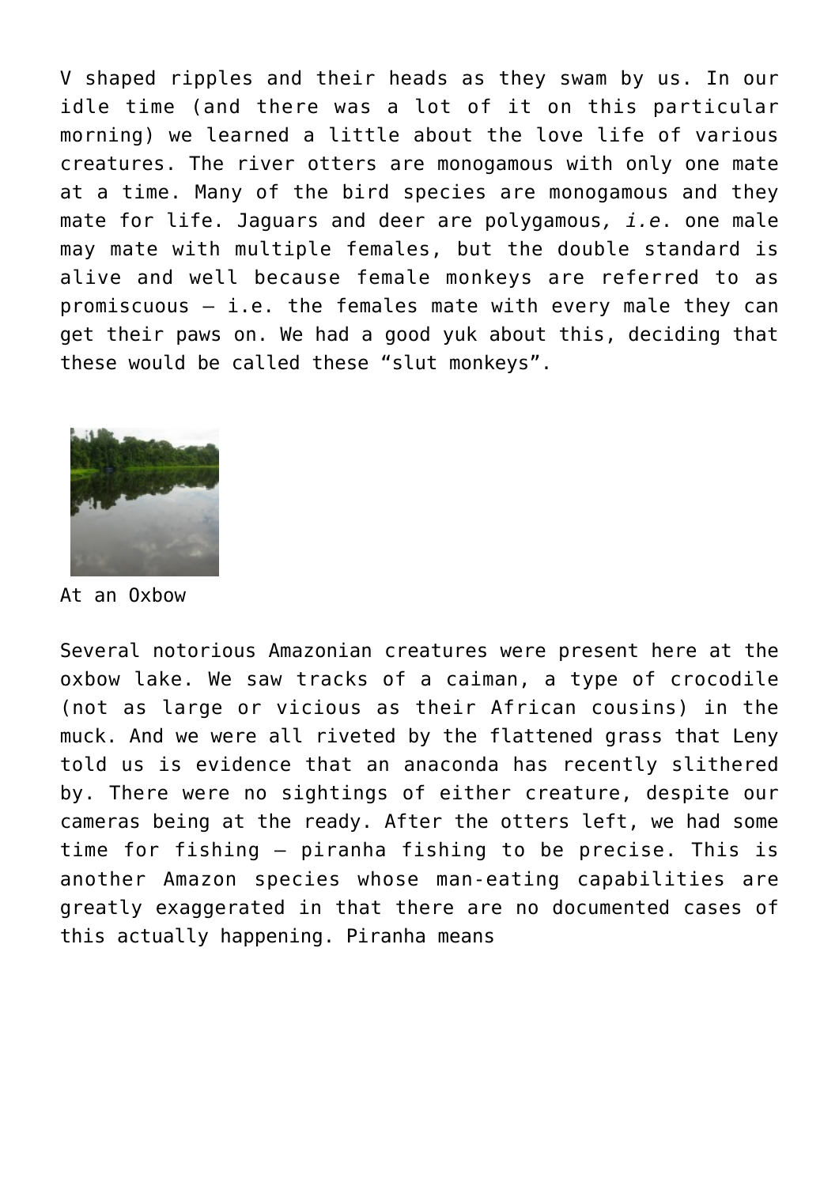V shaped ripples and their heads as they swam by us. In our idle time (and there was a lot of it on this particular morning) we learned a little about the love life of various creatures. The river otters are monogamous with only one mate at a time. Many of the bird species are monogamous and they mate for life. Jaguars and deer are polygamous*, i.e*. one male may mate with multiple females, but the double standard is alive and well because female monkeys are referred to as promiscuous – i.e. the females mate with every male they can get their paws on. We had a good yuk about this, deciding that these would be called these "slut monkeys".

At an Oxbow

Several notorious Amazonian creatures were present here at the oxbow lake. We saw tracks of a caiman, a type of crocodile (not as large or vicious as their African cousins) in the muck. And we were all riveted by the flattened grass that Leny told us is evidence that an anaconda has recently slithered by. There were no sightings of either creature, despite our cameras being at the ready. After the otters left, we had some time for fishing – piranha fishing to be precise. This is another Amazon species whose man-eating capabilities are greatly exaggerated in that there are no documented cases of this actually happening. Piranha means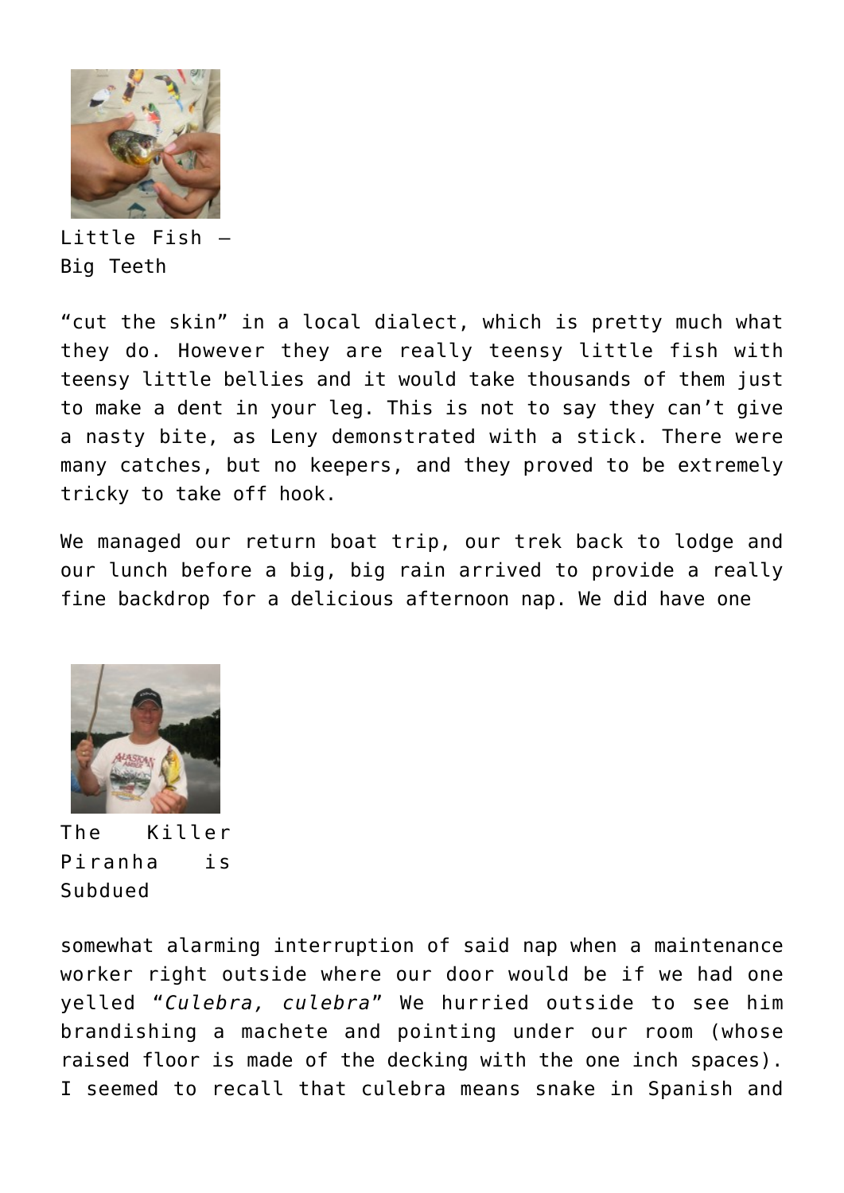Little Fish – Big Teeth

"cut the skin" in a local dialect, which is pretty much what they do. However they are really teensy little fish with teensy little bellies and it would take thousands of them just to make a dent in your leg. This is not to say they can't give a nasty bite, as Leny demonstrated with a stick. There were many catches, but no keepers, and they proved to be extremely tricky to take off hook.

We managed our return boat trip, our trek back to lodge and our lunch before a big, big rain arrived to provide a really fine backdrop for a delicious afternoon nap. We did have one

The Killer Piranha is Subdued

somewhat alarming interruption of said nap when a maintenance worker right outside where our door would be if we had one yelled "*Culebra, culebra*" We hurried outside to see him brandishing a machete and pointing under our room (whose raised floor is made of the decking with the one inch spaces). I seemed to recall that culebra means snake in Spanish and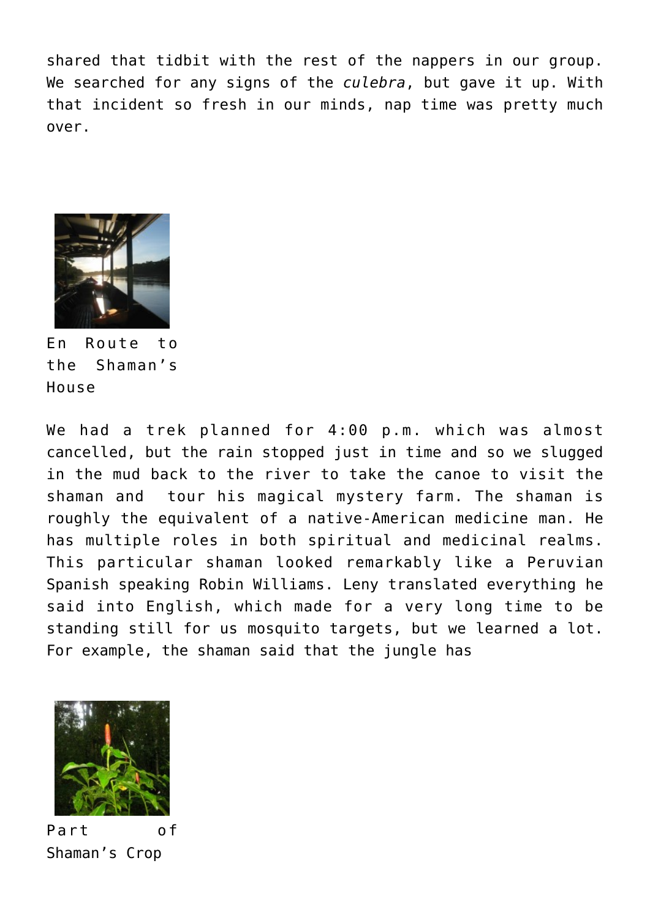shared that tidbit with the rest of the nappers in our group. We searched for any signs of the *culebra*, but gave it up. With that incident so fresh in our minds, nap time was pretty much over.

En Route to the Shaman's House

We had a trek planned for 4:00 p.m. which was almost cancelled, but the rain stopped just in time and so we slugged in the mud back to the river to take the canoe to visit the shaman and tour his magical mystery farm. The shaman is roughly the equivalent of a native-American medicine man. He has multiple roles in both spiritual and medicinal realms. This particular shaman looked remarkably like a Peruvian Spanish speaking Robin Williams. Leny translated everything he said into English, which made for a very long time to be standing still for us mosquito targets, but we learned a lot. For example, the shaman said that the jungle has

Part of Shaman's Crop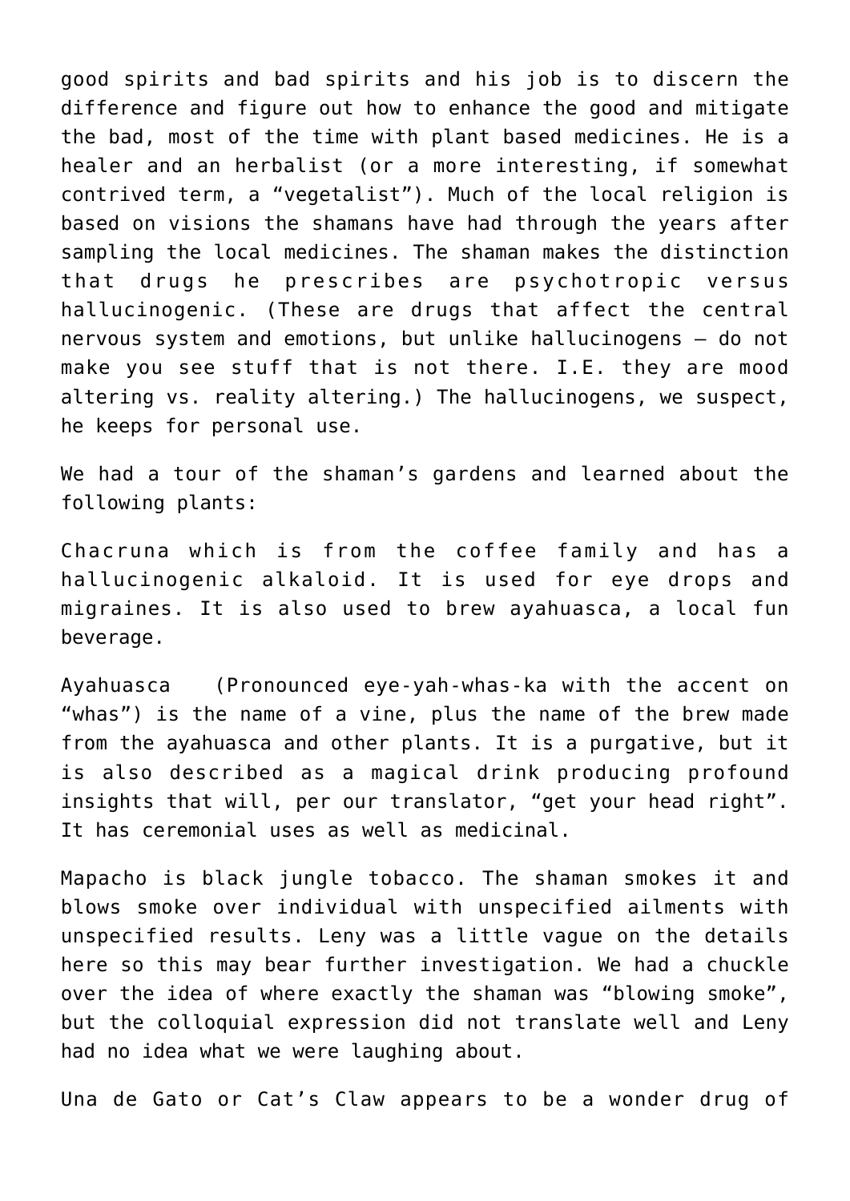good spirits and bad spirits and his job is to discern the difference and figure out how to enhance the good and mitigate the bad, most of the time with plant based medicines. He is a healer and an herbalist (or a more interesting, if somewhat contrived term, a "vegetalist"). Much of the local religion is based on visions the shamans have had through the years after sampling the local medicines. The shaman makes the distinction that drugs he prescribes are psychotropic versus hallucinogenic. (These are drugs that affect the central nervous system and emotions, but unlike hallucinogens – do not make you see stuff that is not there. I.E. they are mood altering vs. reality altering.) The hallucinogens, we suspect, he keeps for personal use.

We had a tour of the shaman's gardens and learned about the following plants:

Chacruna which is from the coffee family and has a hallucinogenic alkaloid. It is used for eye drops and migraines. It is also used to brew ayahuasca, a local fun beverage.

Ayahuasca  (Pronounced eye-yah-whas-ka with the accent on "whas") is the name of a vine, plus the name of the brew made from the ayahuasca and other plants. It is a purgative, but it is also described as a magical drink producing profound insights that will, per our translator, "get your head right". It has ceremonial uses as well as medicinal.

Mapacho is black jungle tobacco. The shaman smokes it and blows smoke over individual with unspecified ailments with unspecified results. Leny was a little vague on the details here so this may bear further investigation. We had a chuckle over the idea of where exactly the shaman was "blowing smoke", but the colloquial expression did not translate well and Leny had no idea what we were laughing about.

Una de Gato or Cat's Claw appears to be a wonder drug of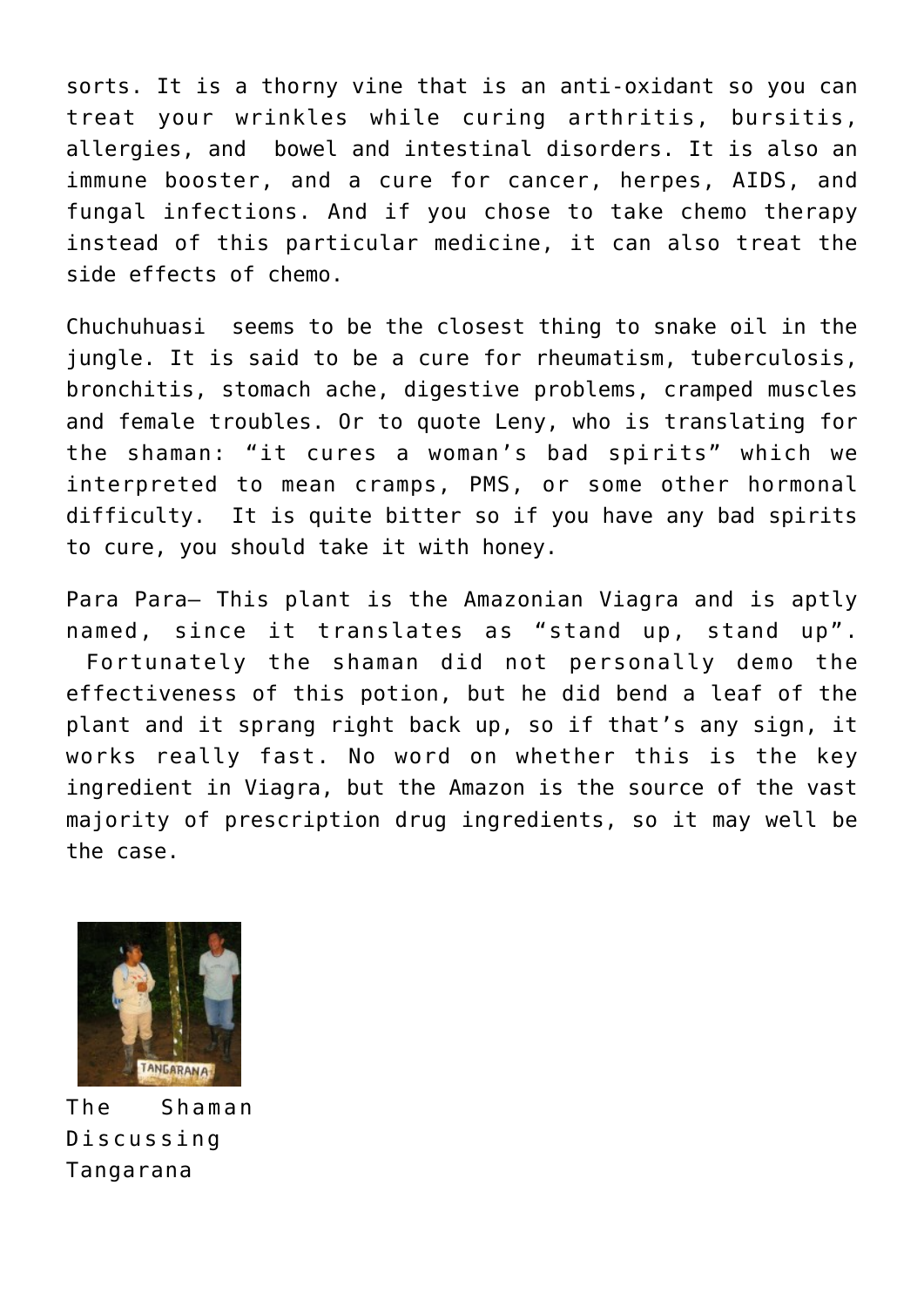sorts. It is a thorny vine that is an anti-oxidant so you can treat your wrinkles while curing arthritis, bursitis, allergies, and bowel and intestinal disorders. It is also an immune booster, and a cure for cancer, herpes, AIDS, and fungal infections. And if you chose to take chemo therapy instead of this particular medicine, it can also treat the side effects of chemo.

Chuchuhuasi seems to be the closest thing to snake oil in the jungle. It is said to be a cure for rheumatism, tuberculosis, bronchitis, stomach ache, digestive problems, cramped muscles and female troubles. Or to quote Leny, who is translating for the shaman: "it cures a woman's bad spirits" which we interpreted to mean cramps, PMS, or some other hormonal difficulty. It is quite bitter so if you have any bad spirits to cure, you should take it with honey.

Para Para– This plant is the Amazonian Viagra and is aptly named, since it translates as "stand up, stand up". Fortunately the shaman did not personally demo the effectiveness of this potion, but he did bend a leaf of the plant and it sprang right back up, so if that's any sign, it works really fast. No word on whether this is the key ingredient in Viagra, but the Amazon is the source of the vast majority of prescription drug ingredients, so it may well be the case.

The Shaman Discussing Tangarana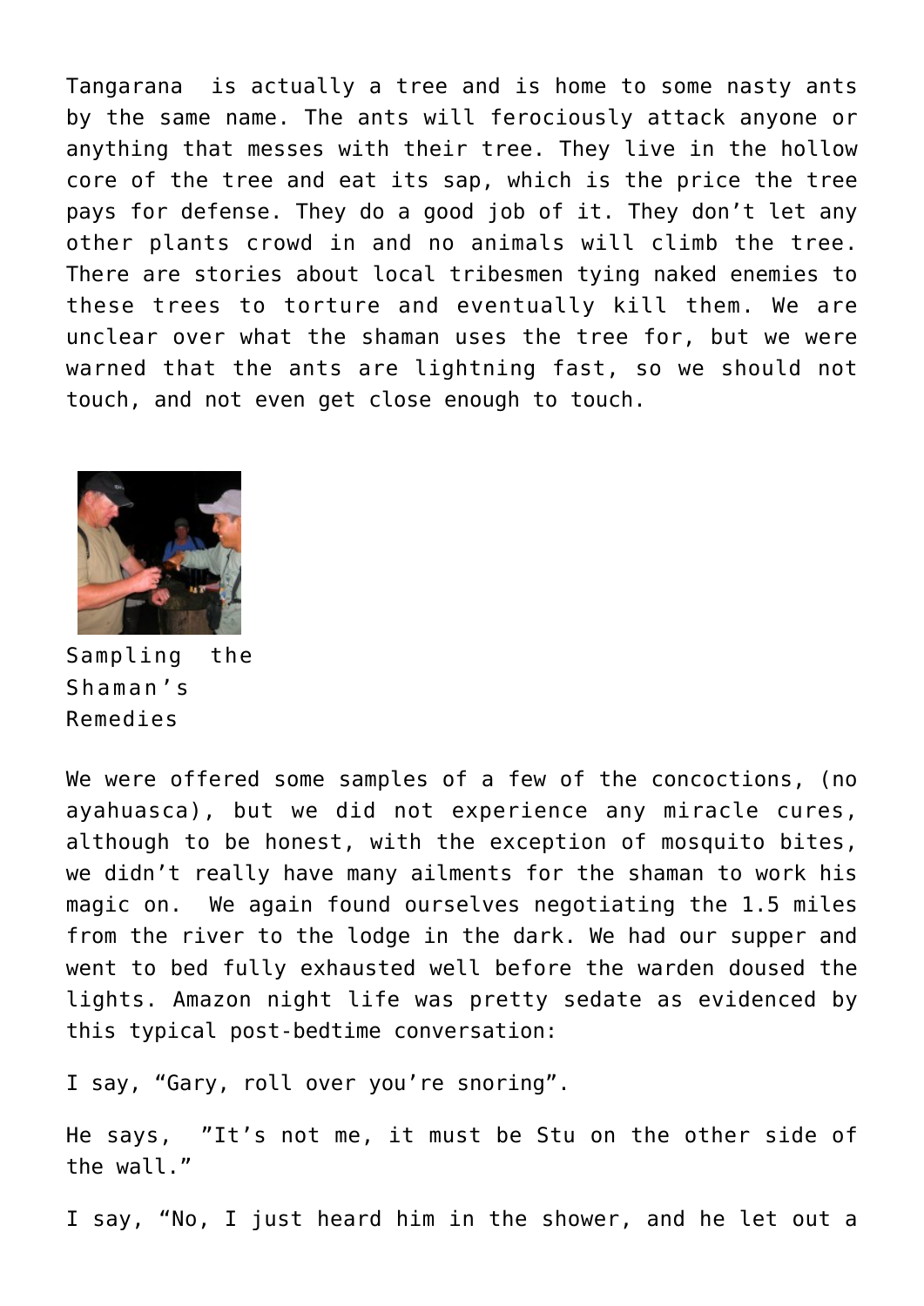Tangarana is actually a tree and is home to some nasty ants by the same name. The ants will ferociously attack anyone or anything that messes with their tree. They live in the hollow core of the tree and eat its sap, which is the price the tree pays for defense. They do a good job of it. They don't let any other plants crowd in and no animals will climb the tree. There are stories about local tribesmen tying naked enemies to these trees to torture and eventually kill them. We are unclear over what the shaman uses the tree for, but we were warned that the ants are lightning fast, so we should not touch, and not even get close enough to touch.

Sampling the Shaman's Remedies

We were offered some samples of a few of the concoctions, (no ayahuasca), but we did not experience any miracle cures, although to be honest, with the exception of mosquito bites, we didn't really have many ailments for the shaman to work his magic on. We again found ourselves negotiating the 1.5 miles from the river to the lodge in the dark. We had our supper and went to bed fully exhausted well before the warden doused the lights. Amazon night life was pretty sedate as evidenced by this typical post-bedtime conversation:

I say, "Gary, roll over you're snoring".

He says, "It's not me, it must be Stu on the other side of the wall."

I say, "No, I just heard him in the shower, and he let out a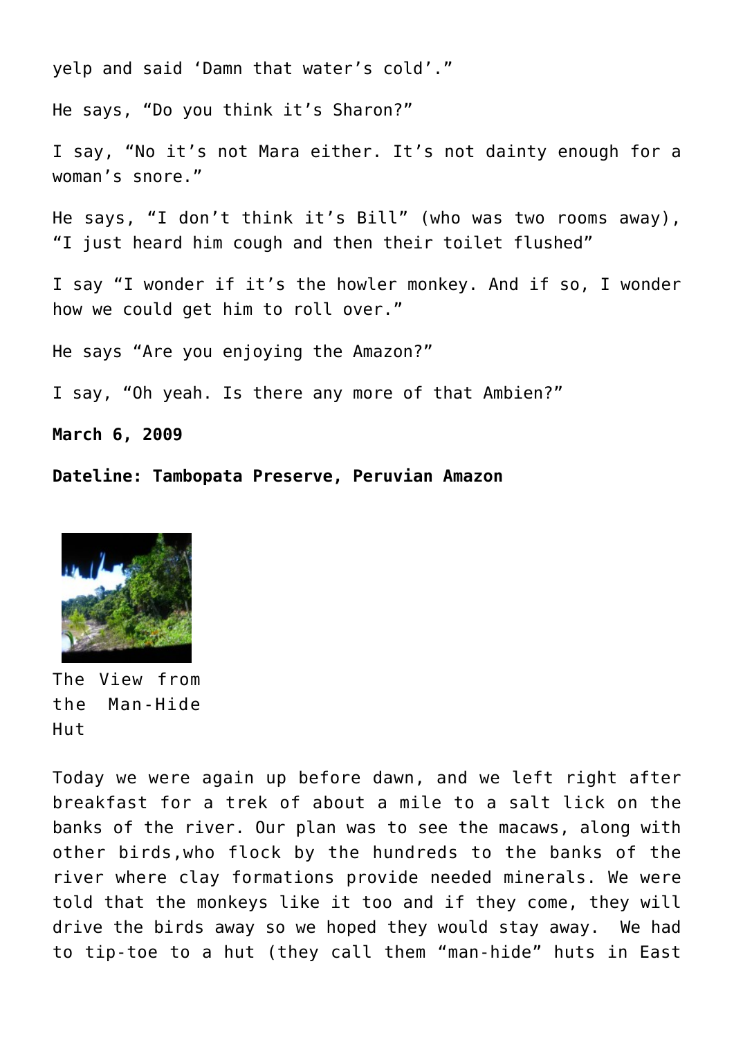yelp and said 'Damn that water's cold'."

He says, "Do you think it's Sharon?"

I say, "No it's not Mara either. It's not dainty enough for a woman's snore."

He says, "I don't think it's Bill" (who was two rooms away), "I just heard him cough and then their toilet flushed"

I say "I wonder if it's the howler monkey. And if so, I wonder how we could get him to roll over."

He says "Are you enjoying the Amazon?"

I say, "Oh yeah. Is there any more of that Ambien?"

**March 6, 2009**

**Dateline: Tambopata Preserve, Peruvian Amazon**

The View from the Man-Hide Hut

Today we were again up before dawn, and we left right after breakfast for a trek of about a mile to a salt lick on the banks of the river. Our plan was to see the macaws, along with other birds,who flock by the hundreds to the banks of the river where clay formations provide needed minerals. We were told that the monkeys like it too and if they come, they will drive the birds away so we hoped they would stay away. We had to tip-toe to a hut (they call them "man-hide" huts in East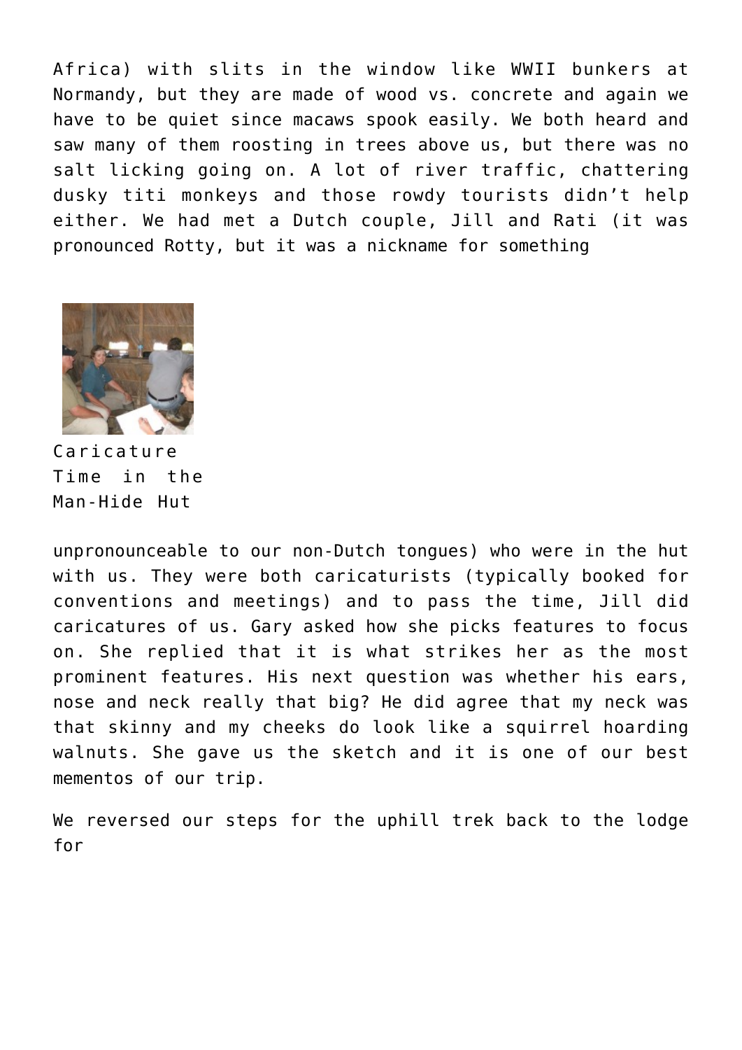Africa) with slits in the window like WWII bunkers at Normandy, but they are made of wood vs. concrete and again we have to be quiet since macaws spook easily. We both heard and saw many of them roosting in trees above us, but there was no salt licking going on. A lot of river traffic, chattering dusky titi monkeys and those rowdy tourists didn't help either. We had met a Dutch couple, Jill and Rati (it was pronounced Rotty, but it was a nickname for something

Caricature Time in the Man-Hide Hut

unpronounceable to our non-Dutch tongues) who were in the hut with us. They were both caricaturists (typically booked for conventions and meetings) and to pass the time, Jill did caricatures of us. Gary asked how she picks features to focus on. She replied that it is what strikes her as the most prominent features. His next question was whether his ears, nose and neck really that big? He did agree that my neck was that skinny and my cheeks do look like a squirrel hoarding walnuts. She gave us the sketch and it is one of our best mementos of our trip.

We reversed our steps for the uphill trek back to the lodge for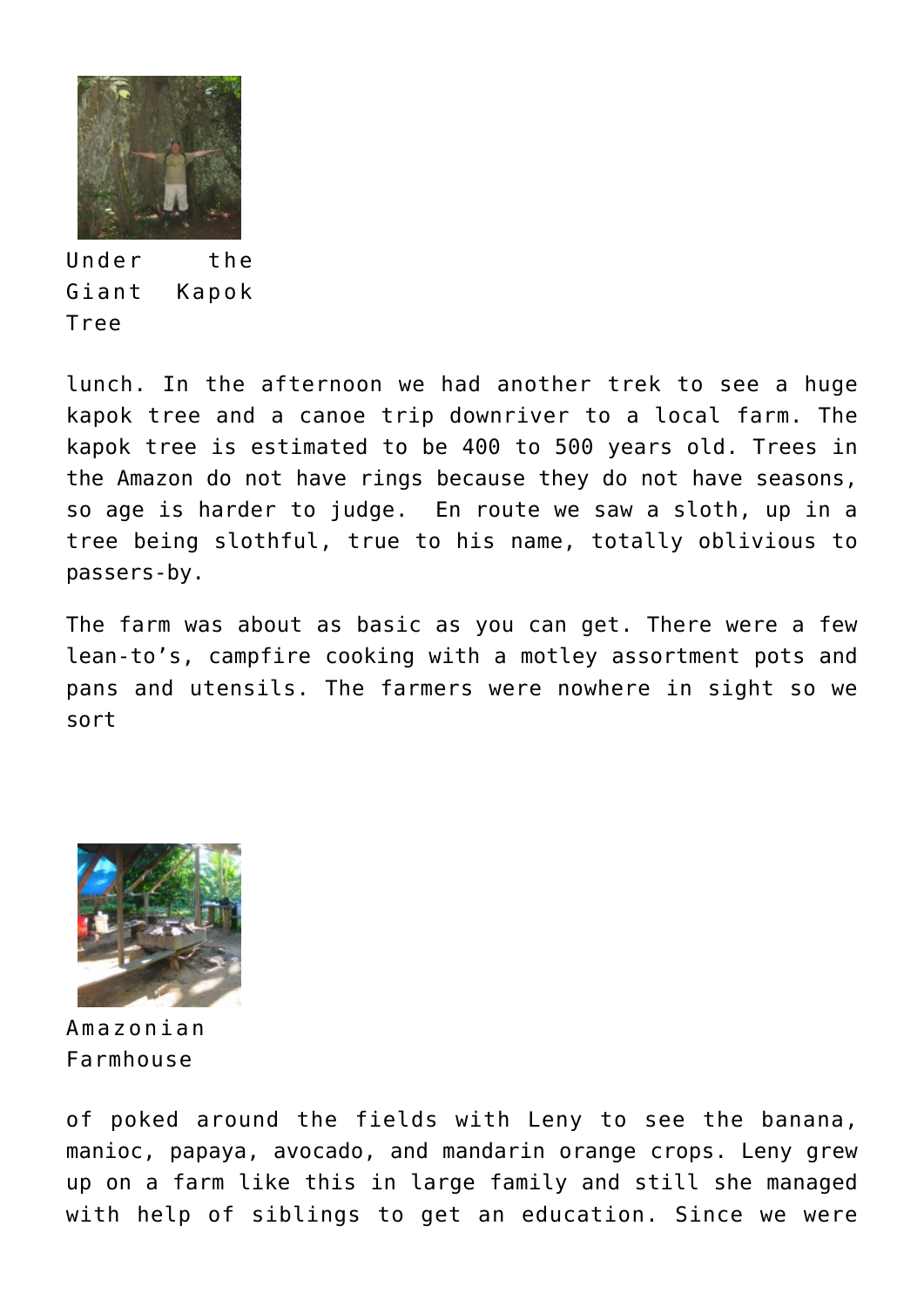Under the Giant Kapok Tree

lunch. In the afternoon we had another trek to see a huge kapok tree and a canoe trip downriver to a local farm. The kapok tree is estimated to be 400 to 500 years old. Trees in the Amazon do not have rings because they do not have seasons, so age is harder to judge. En route we saw a sloth, up in a tree being slothful, true to his name, totally oblivious to passers-by.

The farm was about as basic as you can get. There were a few lean-to's, campfire cooking with a motley assortment pots and pans and utensils. The farmers were nowhere in sight so we sort

Amazonian Farmhouse

of poked around the fields with Leny to see the banana, manioc, papaya, avocado, and mandarin orange crops. Leny grew up on a farm like this in large family and still she managed with help of siblings to get an education. Since we were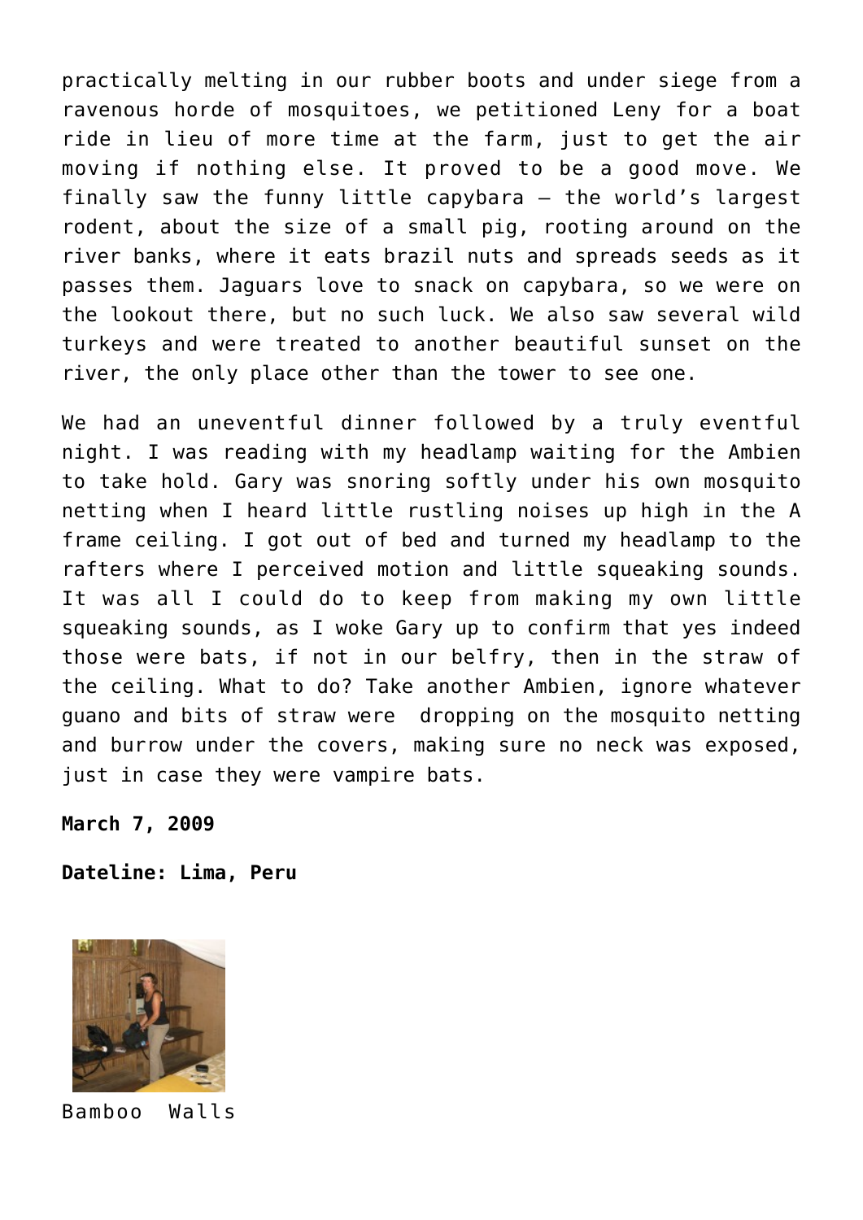practically melting in our rubber boots and under siege from a ravenous horde of mosquitoes, we petitioned Leny for a boat ride in lieu of more time at the farm, just to get the air moving if nothing else. It proved to be a good move. We finally saw the funny little capybara – the world's largest rodent, about the size of a small pig, rooting around on the river banks, where it eats brazil nuts and spreads seeds as it passes them. Jaguars love to snack on capybara, so we were on the lookout there, but no such luck. We also saw several wild turkeys and were treated to another beautiful sunset on the river, the only place other than the tower to see one.

We had an uneventful dinner followed by a truly eventful night. I was reading with my headlamp waiting for the Ambien to take hold. Gary was snoring softly under his own mosquito netting when I heard little rustling noises up high in the A frame ceiling. I got out of bed and turned my headlamp to the rafters where I perceived motion and little squeaking sounds. It was all I could do to keep from making my own little squeaking sounds, as I woke Gary up to confirm that yes indeed those were bats, if not in our belfry, then in the straw of the ceiling. What to do? Take another Ambien, ignore whatever guano and bits of straw were dropping on the mosquito netting and burrow under the covers, making sure no neck was exposed, just in case they were vampire bats.

**March 7, 2009**

**Dateline: Lima, Peru**

Bamboo Walls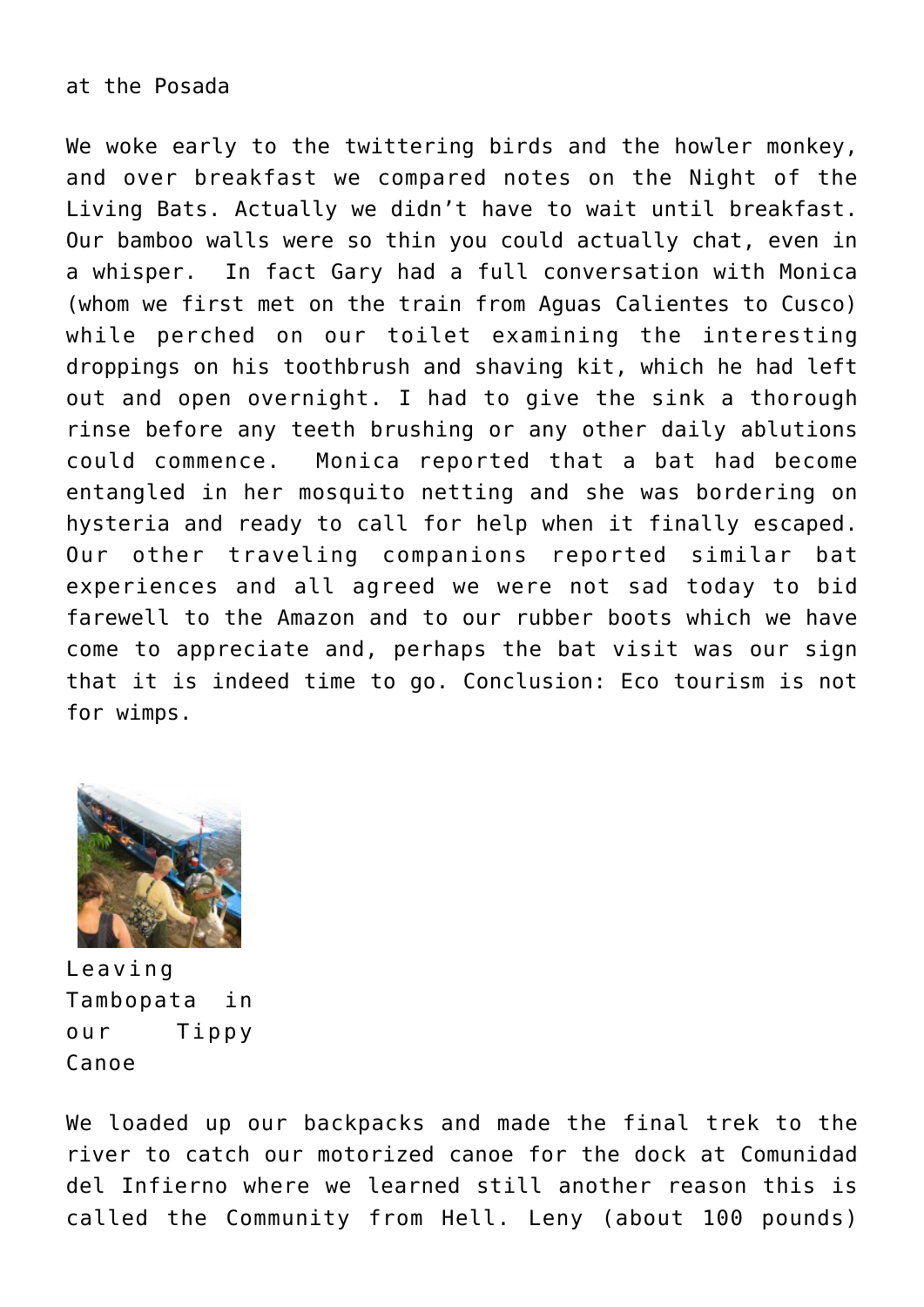at the Posada

We woke early to the twittering birds and the howler monkey, and over breakfast we compared notes on the Night of the Living Bats. Actually we didn't have to wait until breakfast. Our bamboo walls were so thin you could actually chat, even in a whisper. In fact Gary had a full conversation with Monica (whom we first met on the train from Aguas Calientes to Cusco) while perched on our toilet examining the interesting droppings on his toothbrush and shaving kit, which he had left out and open overnight. I had to give the sink a thorough rinse before any teeth brushing or any other daily ablutions could commence. Monica reported that a bat had become entangled in her mosquito netting and she was bordering on hysteria and ready to call for help when it finally escaped. Our other traveling companions reported similar bat experiences and all agreed we were not sad today to bid farewell to the Amazon and to our rubber boots which we have come to appreciate and, perhaps the bat visit was our sign that it is indeed time to go. Conclusion: Eco tourism is not for wimps.

Leaving Tambopata in our Tippy Canoe

We loaded up our backpacks and made the final trek to the river to catch our motorized canoe for the dock at Comunidad del Infierno where we learned still another reason this is called the Community from Hell. Leny (about 100 pounds)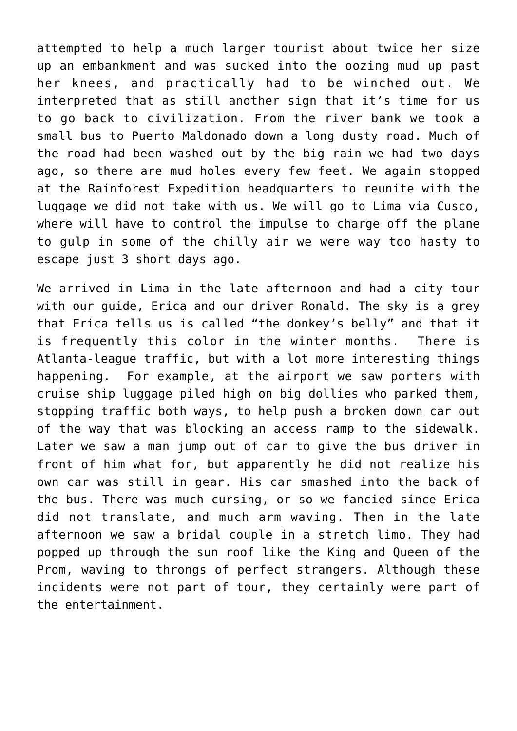attempted to help a much larger tourist about twice her size up an embankment and was sucked into the oozing mud up past her knees, and practically had to be winched out. We interpreted that as still another sign that it's time for us to go back to civilization. From the river bank we took a small bus to Puerto Maldonado down a long dusty road. Much of the road had been washed out by the big rain we had two days ago, so there are mud holes every few feet. We again stopped at the Rainforest Expedition headquarters to reunite with the luggage we did not take with us. We will go to Lima via Cusco, where will have to control the impulse to charge off the plane to gulp in some of the chilly air we were way too hasty to escape just 3 short days ago.

We arrived in Lima in the late afternoon and had a city tour with our guide, Erica and our driver Ronald. The sky is a grey that Erica tells us is called "the donkey's belly" and that it is frequently this color in the winter months. There is Atlanta-league traffic, but with a lot more interesting things happening. For example, at the airport we saw porters with cruise ship luggage piled high on big dollies who parked them, stopping traffic both ways, to help push a broken down car out of the way that was blocking an access ramp to the sidewalk. Later we saw a man jump out of car to give the bus driver in front of him what for, but apparently he did not realize his own car was still in gear. His car smashed into the back of the bus. There was much cursing, or so we fancied since Erica did not translate, and much arm waving. Then in the late afternoon we saw a bridal couple in a stretch limo. They had popped up through the sun roof like the King and Queen of the Prom, waving to throngs of perfect strangers. Although these incidents were not part of tour, they certainly were part of the entertainment.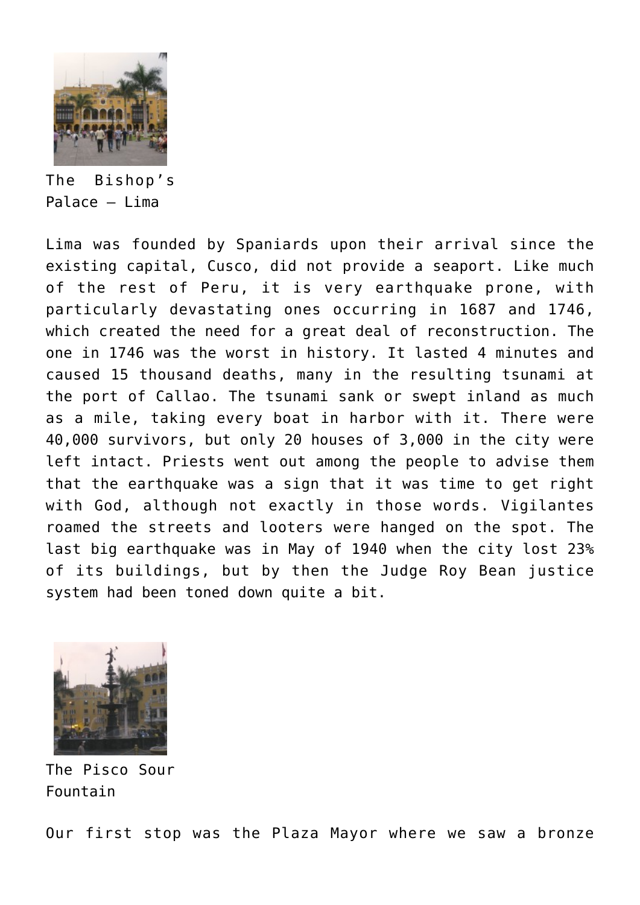The Bishop's Palace – Lima

Lima was founded by Spaniards upon their arrival since the existing capital, Cusco, did not provide a seaport. Like much of the rest of Peru, it is very earthquake prone, with particularly devastating ones occurring in 1687 and 1746, which created the need for a great deal of reconstruction. The one in 1746 was the worst in history. It lasted 4 minutes and caused 15 thousand deaths, many in the resulting tsunami at the port of Callao. The tsunami sank or swept inland as much as a mile, taking every boat in harbor with it. There were 40,000 survivors, but only 20 houses of 3,000 in the city were left intact. Priests went out among the people to advise them that the earthquake was a sign that it was time to get right with God, although not exactly in those words. Vigilantes roamed the streets and looters were hanged on the spot. The last big earthquake was in May of 1940 when the city lost 23% of its buildings, but by then the Judge Roy Bean justice system had been toned down quite a bit.

The Pisco Sour Fountain

Our first stop was the Plaza Mayor where we saw a bronze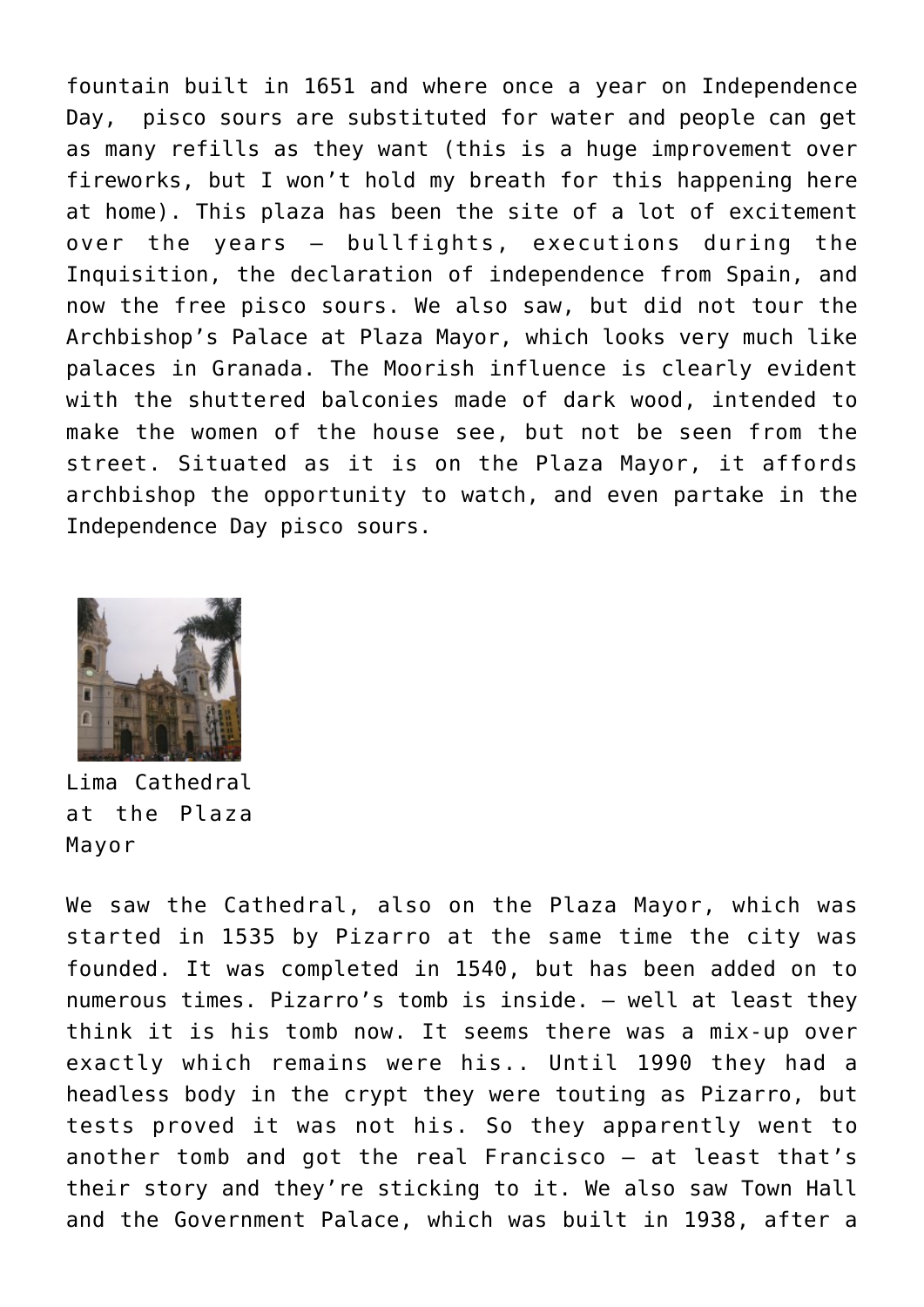fountain built in 1651 and where once a year on Independence Day, pisco sours are substituted for water and people can get as many refills as they want (this is a huge improvement over fireworks, but I won't hold my breath for this happening here at home). This plaza has been the site of a lot of excitement over the years – bullfights, executions during the Inquisition, the declaration of independence from Spain, and now the free pisco sours. We also saw, but did not tour the Archbishop's Palace at Plaza Mayor, which looks very much like palaces in Granada. The Moorish influence is clearly evident with the shuttered balconies made of dark wood, intended to make the women of the house see, but not be seen from the street. Situated as it is on the Plaza Mayor, it affords archbishop the opportunity to watch, and even partake in the Independence Day pisco sours.

Lima Cathedral at the Plaza Mayor

We saw the Cathedral, also on the Plaza Mayor, which was started in 1535 by Pizarro at the same time the city was founded. It was completed in 1540, but has been added on to numerous times. Pizarro's tomb is inside. – well at least they think it is his tomb now. It seems there was a mix-up over exactly which remains were his.. Until 1990 they had a headless body in the crypt they were touting as Pizarro, but tests proved it was not his. So they apparently went to another tomb and got the real Francisco – at least that's their story and they're sticking to it. We also saw Town Hall and the Government Palace, which was built in 1938, after a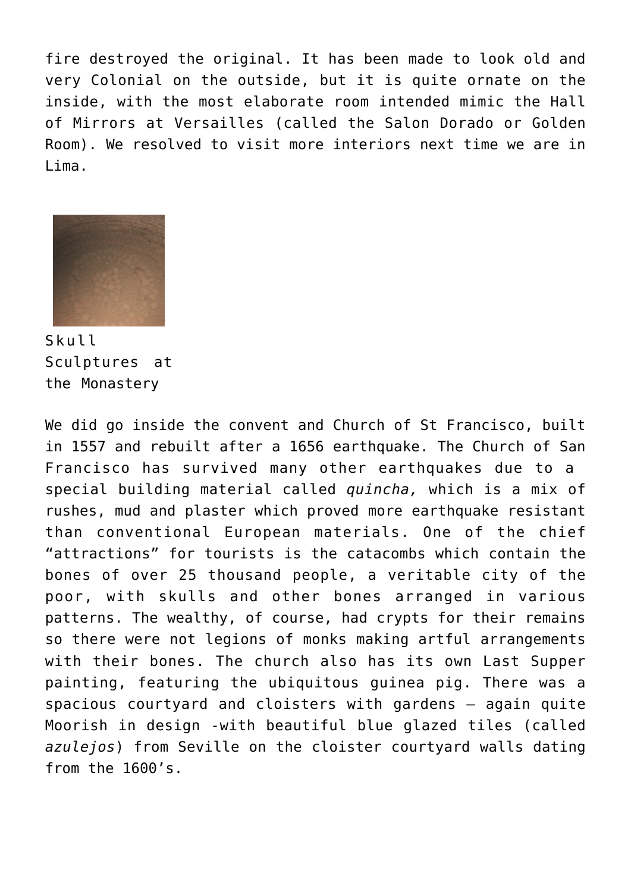fire destroyed the original. It has been made to look old and very Colonial on the outside, but it is quite ornate on the inside, with the most elaborate room intended mimic the Hall of Mirrors at Versailles (called the Salon Dorado or Golden Room). We resolved to visit more interiors next time we are in Lima.

Skull Sculptures at the Monastery

We did go inside the convent and Church of St Francisco, built in 1557 and rebuilt after a 1656 earthquake. The Church of San Francisco has survived many other earthquakes due to a special building material called *quincha,* which is a mix of rushes, mud and plaster which proved more earthquake resistant than conventional European materials. One of the chief "attractions" for tourists is the catacombs which contain the bones of over 25 thousand people, a veritable city of the poor, with skulls and other bones arranged in various patterns. The wealthy, of course, had crypts for their remains so there were not legions of monks making artful arrangements with their bones. The church also has its own Last Supper painting, featuring the ubiquitous guinea pig. There was a spacious courtyard and cloisters with gardens – again quite Moorish in design -with beautiful blue glazed tiles (called *azulejos*) from Seville on the cloister courtyard walls dating from the 1600's.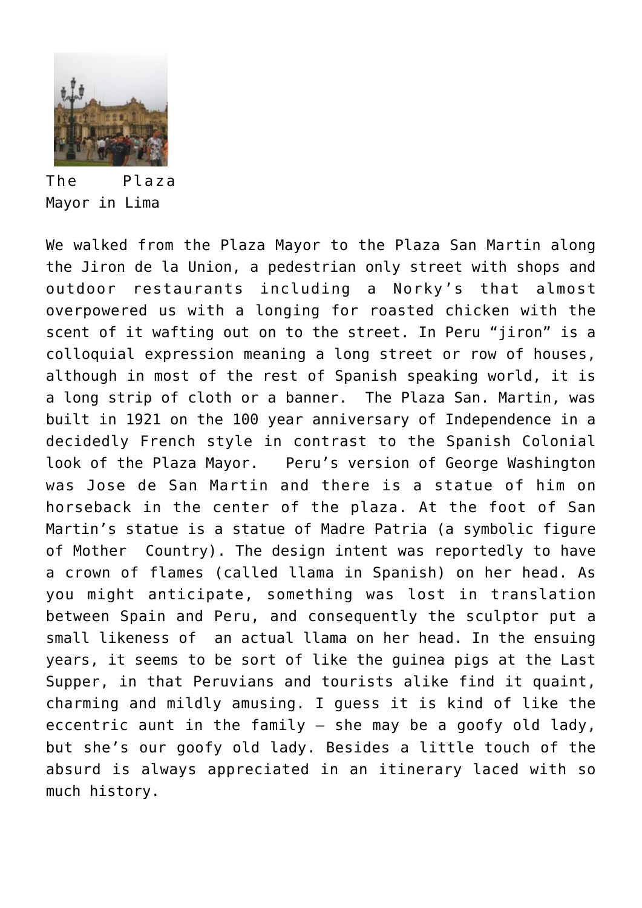The Plaza Mayor in Lima

We walked from the Plaza Mayor to the Plaza San Martin along the Jiron de la Union, a pedestrian only street with shops and outdoor restaurants including a Norky's that almost overpowered us with a longing for roasted chicken with the scent of it wafting out on to the street. In Peru "jiron" is a colloquial expression meaning a long street or row of houses, although in most of the rest of Spanish speaking world, it is a long strip of cloth or a banner. The Plaza San. Martin, was built in 1921 on the 100 year anniversary of Independence in a decidedly French style in contrast to the Spanish Colonial look of the Plaza Mayor. Peru's version of George Washington was Jose de San Martin and there is a statue of him on horseback in the center of the plaza. At the foot of San Martin's statue is a statue of Madre Patria (a symbolic figure of Mother Country). The design intent was reportedly to have a crown of flames (called llama in Spanish) on her head. As you might anticipate, something was lost in translation between Spain and Peru, and consequently the sculptor put a small likeness of an actual llama on her head. In the ensuing years, it seems to be sort of like the guinea pigs at the Last Supper, in that Peruvians and tourists alike find it quaint, charming and mildly amusing. I guess it is kind of like the eccentric aunt in the family – she may be a goofy old lady, but she's our goofy old lady. Besides a little touch of the absurd is always appreciated in an itinerary laced with so much history.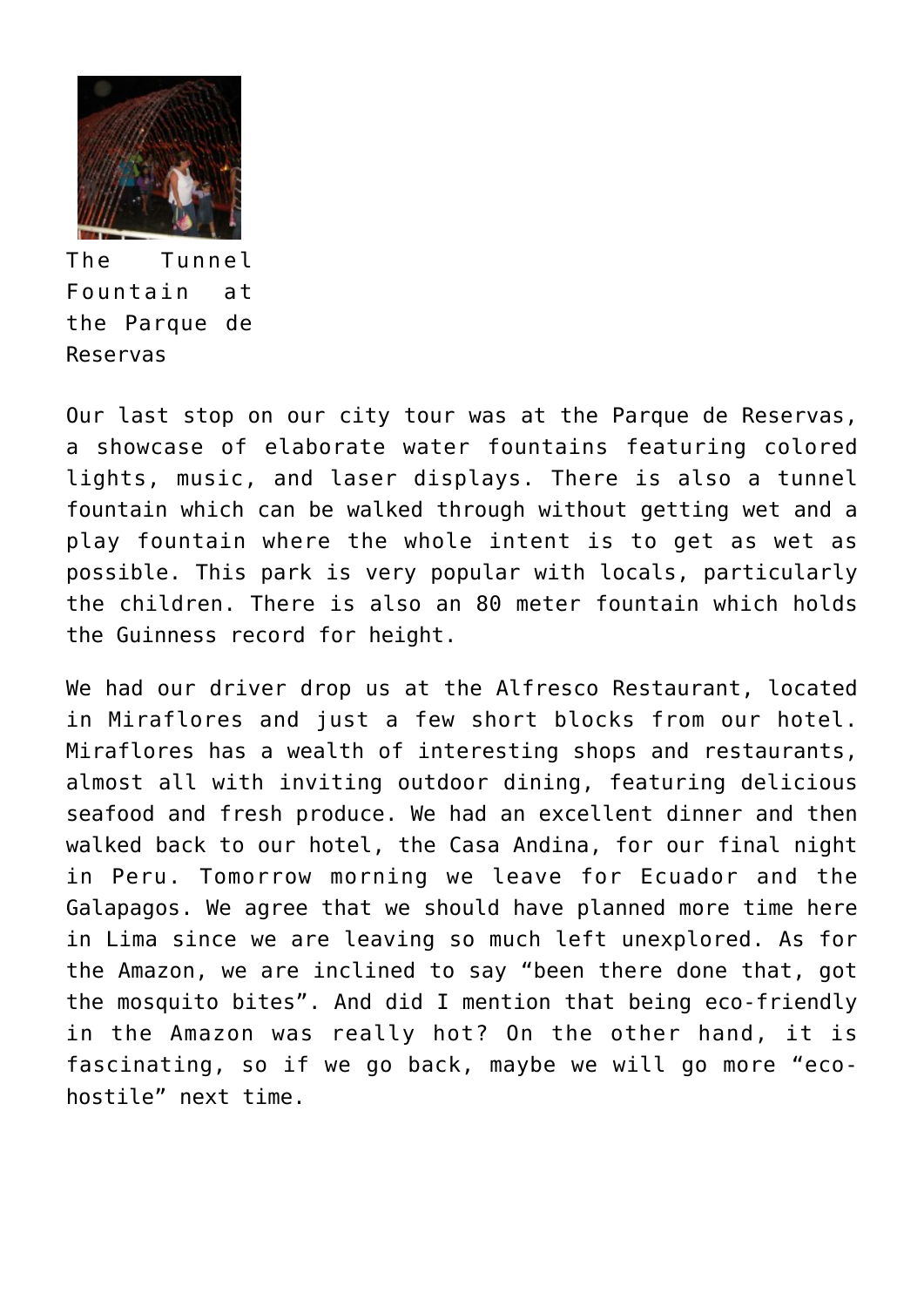The Tunnel Fountain at the Parque de Reservas

Our last stop on our city tour was at the Parque de Reservas, a showcase of elaborate water fountains featuring colored lights, music, and laser displays. There is also a tunnel fountain which can be walked through without getting wet and a play fountain where the whole intent is to get as wet as possible. This park is very popular with locals, particularly the children. There is also an 80 meter fountain which holds the Guinness record for height.

We had our driver drop us at the Alfresco Restaurant, located in Miraflores and just a few short blocks from our hotel. Miraflores has a wealth of interesting shops and restaurants, almost all with inviting outdoor dining, featuring delicious seafood and fresh produce. We had an excellent dinner and then walked back to our hotel, the Casa Andina, for our final night in Peru. Tomorrow morning we leave for Ecuador and the Galapagos. We agree that we should have planned more time here in Lima since we are leaving so much left unexplored. As for the Amazon, we are inclined to say "been there done that, got the mosquito bites". And did I mention that being eco-friendly in the Amazon was really hot? On the other hand, it is fascinating, so if we go back, maybe we will go more "eco-hostile" next time.